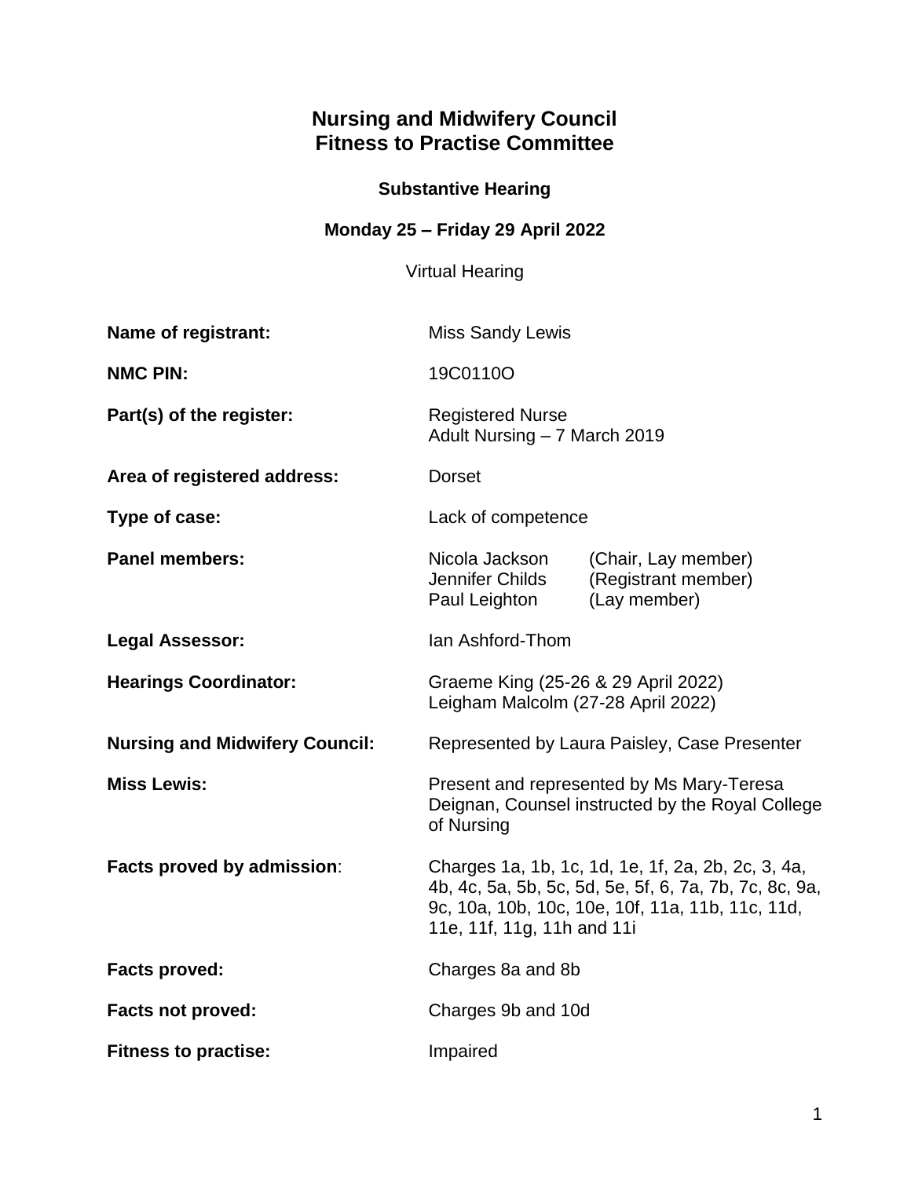# Nursing and Midwifery Council
# Fitness to Practise Committee

**Substantive Hearing**

**Monday 25 – Friday 29 April 2022**

Virtual Hearing

| | | |
|---|---|---|
| **Name of registrant:** | Miss Sandy Lewis | |
| **NMC PIN:** | 19C0110O | |
| **Part(s) of the register:** | Registered Nurse<br>Adult Nursing – 7 March 2019 | |
| **Area of registered address:** | Dorset | |
| **Type of case:** | Lack of competence | |
| **Panel members:** | Nicola Jackson<br>Jennifer Childs<br>Paul Leighton | (Chair, Lay member)<br>(Registrant member)<br>(Lay member) |
| **Legal Assessor:** | Ian Ashford-Thom | |
| **Hearings Coordinator:** | Graeme King (25-26 & 29 April 2022)<br>Leigham Malcolm (27-28 April 2022) | |
| **Nursing and Midwifery Council:** | Represented by Laura Paisley, Case Presenter | |
| **Miss Lewis:** | Present and represented by Ms Mary-Teresa Deignan, Counsel instructed by the Royal College of Nursing | |
| **Facts proved by admission**: | Charges 1a, 1b, 1c, 1d, 1e, 1f, 2a, 2b, 2c, 3, 4a, 4b, 4c, 5a, 5b, 5c, 5d, 5e, 5f, 6, 7a, 7b, 7c, 8c, 9a, 9c, 10a, 10b, 10c, 10e, 10f, 11a, 11b, 11c, 11d, 11e, 11f, 11g, 11h and 11i | |
| **Facts proved:** | Charges 8a and 8b | |
| **Facts not proved:** | Charges 9b and 10d | |
| **Fitness to practise:** | Impaired | |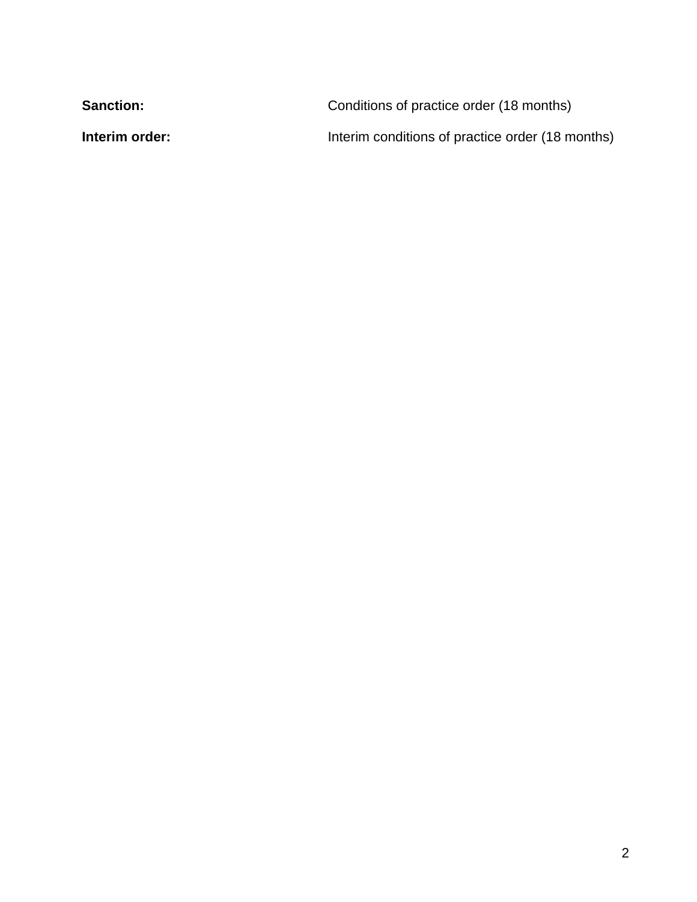| | |
|---|---|
| **Sanction:** | Conditions of practice order (18 months) |
| **Interim order:** | Interim conditions of practice order (18 months) |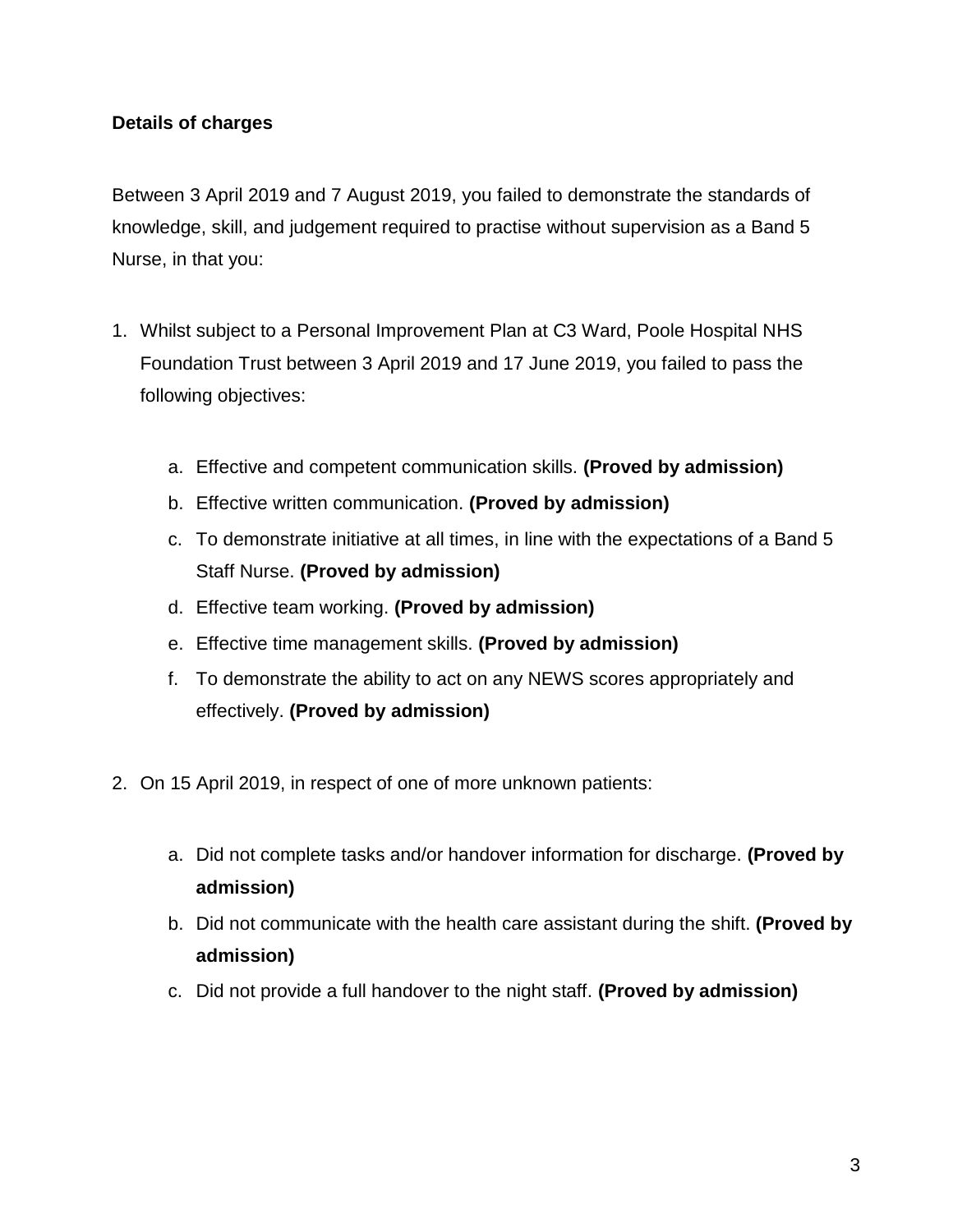**Details of charges**

Between 3 April 2019 and 7 August 2019, you failed to demonstrate the standards of knowledge, skill, and judgement required to practise without supervision as a Band 5 Nurse, in that you:

1. Whilst subject to a Personal Improvement Plan at C3 Ward, Poole Hospital NHS Foundation Trust between 3 April 2019 and 17 June 2019, you failed to pass the following objectives:

    a. Effective and competent communication skills. **(Proved by admission)**

    b. Effective written communication. **(Proved by admission)**

    c. To demonstrate initiative at all times, in line with the expectations of a Band 5 Staff Nurse. **(Proved by admission)**

    d. Effective team working. **(Proved by admission)**

    e. Effective time management skills. **(Proved by admission)**

    f. To demonstrate the ability to act on any NEWS scores appropriately and effectively. **(Proved by admission)**

2. On 15 April 2019, in respect of one of more unknown patients:

    a. Did not complete tasks and/or handover information for discharge. **(Proved by admission)**

    b. Did not communicate with the health care assistant during the shift. **(Proved by admission)**

    c. Did not provide a full handover to the night staff. **(Proved by admission)**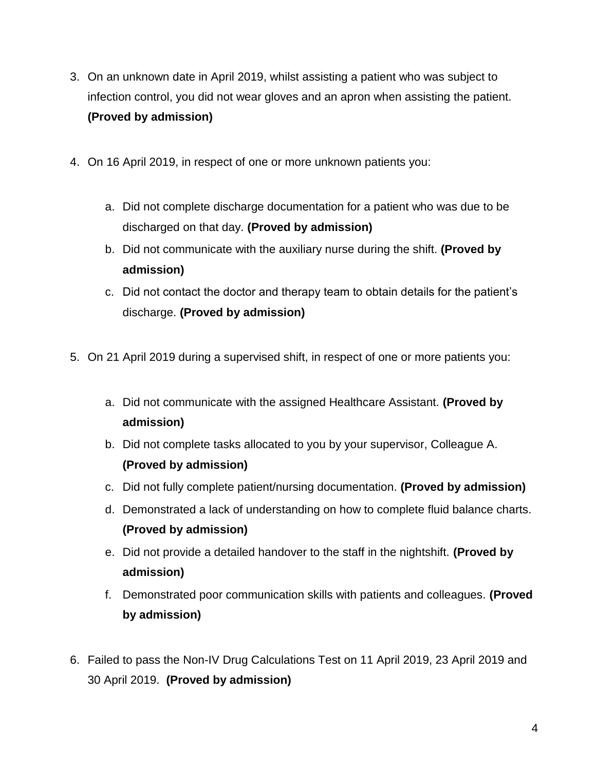3. On an unknown date in April 2019, whilst assisting a patient who was subject to infection control, you did not wear gloves and an apron when assisting the patient. **(Proved by admission)**

4. On 16 April 2019, in respect of one or more unknown patients you:

   a. Did not complete discharge documentation for a patient who was due to be discharged on that day. **(Proved by admission)**
   b. Did not communicate with the auxiliary nurse during the shift. **(Proved by admission)**
   c. Did not contact the doctor and therapy team to obtain details for the patient's discharge. **(Proved by admission)**

5. On 21 April 2019 during a supervised shift, in respect of one or more patients you:

   a. Did not communicate with the assigned Healthcare Assistant. **(Proved by admission)**
   b. Did not complete tasks allocated to you by your supervisor, Colleague A. **(Proved by admission)**
   c. Did not fully complete patient/nursing documentation. **(Proved by admission)**
   d. Demonstrated a lack of understanding on how to complete fluid balance charts. **(Proved by admission)**
   e. Did not provide a detailed handover to the staff in the nightshift. **(Proved by admission)**
   f. Demonstrated poor communication skills with patients and colleagues. **(Proved by admission)**

6. Failed to pass the Non-IV Drug Calculations Test on 11 April 2019, 23 April 2019 and 30 April 2019. **(Proved by admission)**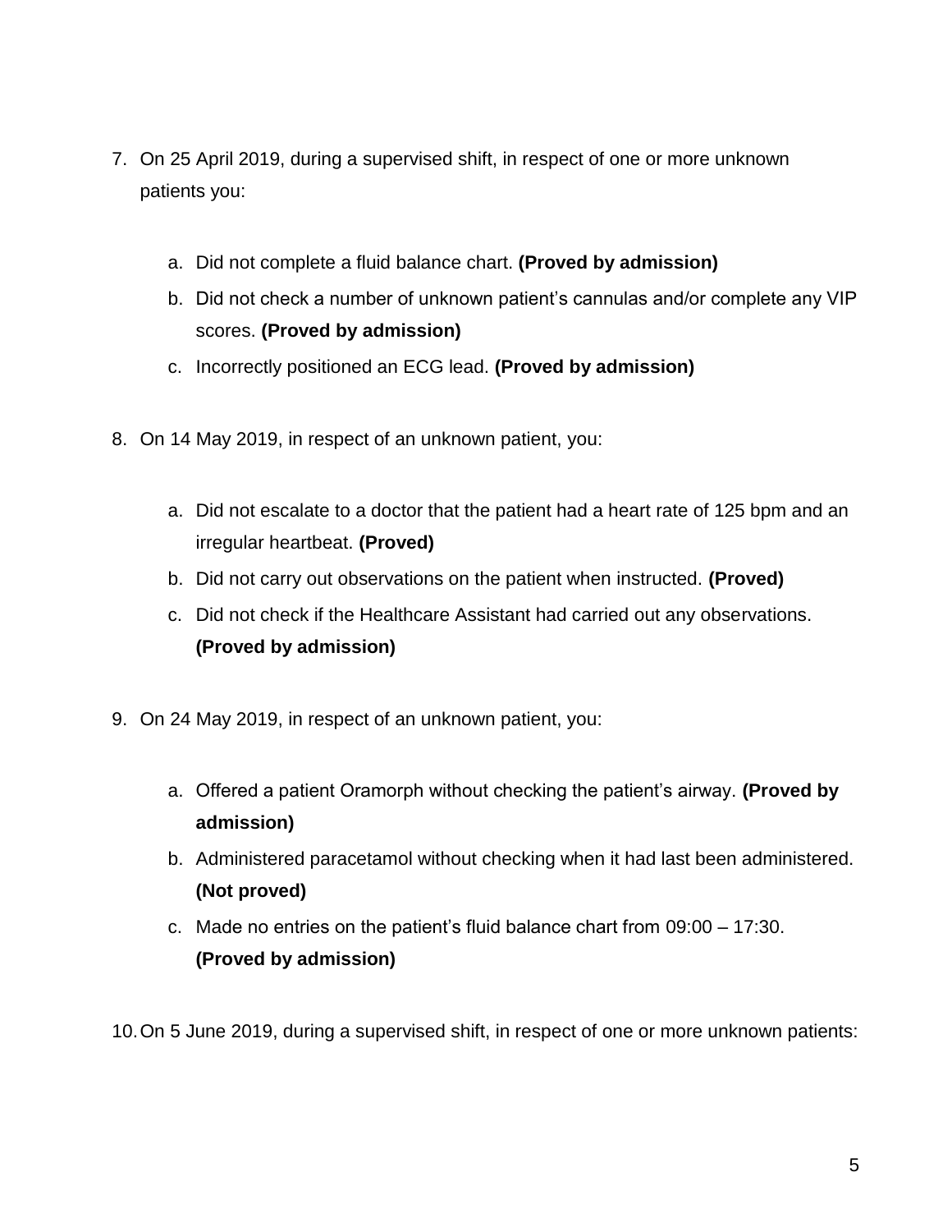7. On 25 April 2019, during a supervised shift, in respect of one or more unknown patients you:

    a. Did not complete a fluid balance chart. **(Proved by admission)**
    b. Did not check a number of unknown patient's cannulas and/or complete any VIP scores. **(Proved by admission)**
    c. Incorrectly positioned an ECG lead. **(Proved by admission)**

8. On 14 May 2019, in respect of an unknown patient, you:

    a. Did not escalate to a doctor that the patient had a heart rate of 125 bpm and an irregular heartbeat. **(Proved)**
    b. Did not carry out observations on the patient when instructed. **(Proved)**
    c. Did not check if the Healthcare Assistant had carried out any observations. **(Proved by admission)**

9. On 24 May 2019, in respect of an unknown patient, you:

    a. Offered a patient Oramorph without checking the patient's airway. **(Proved by admission)**
    b. Administered paracetamol without checking when it had last been administered. **(Not proved)**
    c. Made no entries on the patient's fluid balance chart from 09:00 – 17:30. **(Proved by admission)**

10. On 5 June 2019, during a supervised shift, in respect of one or more unknown patients: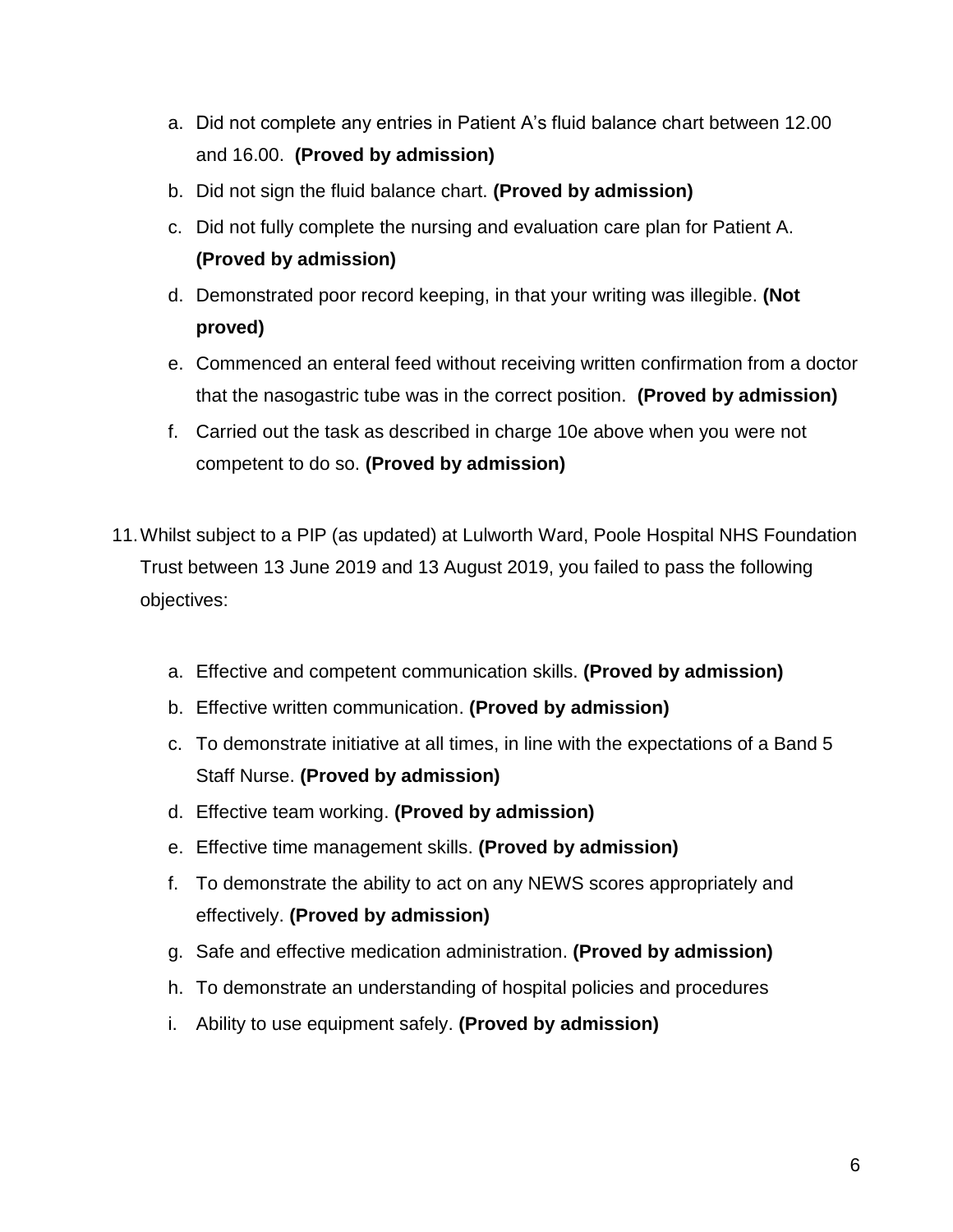a. Did not complete any entries in Patient A's fluid balance chart between 12.00 and 16.00. **(Proved by admission)**
b. Did not sign the fluid balance chart. **(Proved by admission)**
c. Did not fully complete the nursing and evaluation care plan for Patient A. **(Proved by admission)**
d. Demonstrated poor record keeping, in that your writing was illegible. **(Not proved)**
e. Commenced an enteral feed without receiving written confirmation from a doctor that the nasogastric tube was in the correct position. **(Proved by admission)**
f. Carried out the task as described in charge 10e above when you were not competent to do so. **(Proved by admission)**

11. Whilst subject to a PIP (as updated) at Lulworth Ward, Poole Hospital NHS Foundation Trust between 13 June 2019 and 13 August 2019, you failed to pass the following objectives:

    a. Effective and competent communication skills. **(Proved by admission)**
    b. Effective written communication. **(Proved by admission)**
    c. To demonstrate initiative at all times, in line with the expectations of a Band 5 Staff Nurse. **(Proved by admission)**
    d. Effective team working. **(Proved by admission)**
    e. Effective time management skills. **(Proved by admission)**
    f. To demonstrate the ability to act on any NEWS scores appropriately and effectively. **(Proved by admission)**
    g. Safe and effective medication administration. **(Proved by admission)**
    h. To demonstrate an understanding of hospital policies and procedures
    i. Ability to use equipment safely. **(Proved by admission)**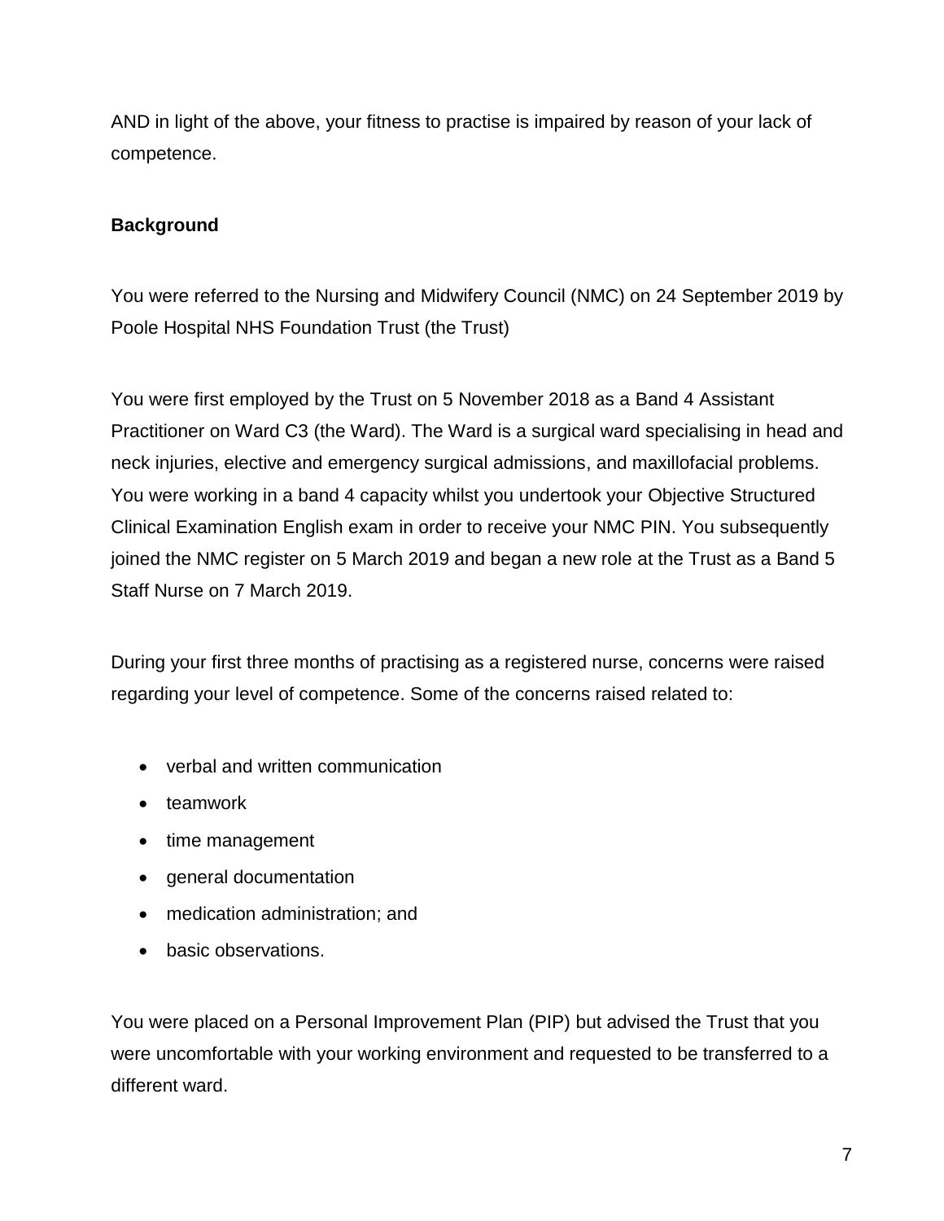AND in light of the above, your fitness to practise is impaired by reason of your lack of competence.

**Background**

You were referred to the Nursing and Midwifery Council (NMC) on 24 September 2019 by Poole Hospital NHS Foundation Trust (the Trust)

You were first employed by the Trust on 5 November 2018 as a Band 4 Assistant Practitioner on Ward C3 (the Ward). The Ward is a surgical ward specialising in head and neck injuries, elective and emergency surgical admissions, and maxillofacial problems. You were working in a band 4 capacity whilst you undertook your Objective Structured Clinical Examination English exam in order to receive your NMC PIN. You subsequently joined the NMC register on 5 March 2019 and began a new role at the Trust as a Band 5 Staff Nurse on 7 March 2019.

During your first three months of practising as a registered nurse, concerns were raised regarding your level of competence. Some of the concerns raised related to:

- verbal and written communication
- teamwork
- time management
- general documentation
- medication administration; and
- basic observations.

You were placed on a Personal Improvement Plan (PIP) but advised the Trust that you were uncomfortable with your working environment and requested to be transferred to a different ward.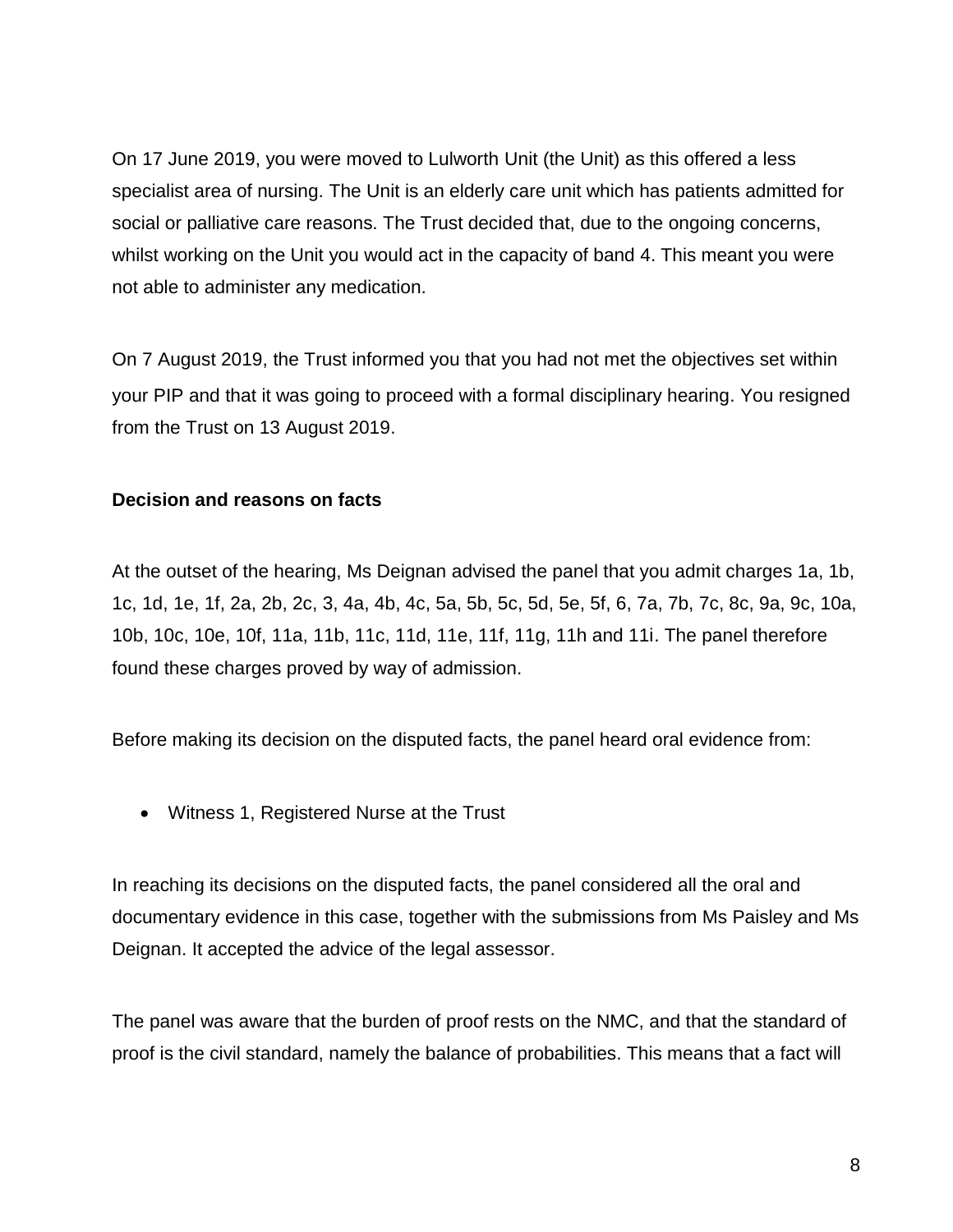On 17 June 2019, you were moved to Lulworth Unit (the Unit) as this offered a less specialist area of nursing. The Unit is an elderly care unit which has patients admitted for social or palliative care reasons. The Trust decided that, due to the ongoing concerns, whilst working on the Unit you would act in the capacity of band 4. This meant you were not able to administer any medication.

On 7 August 2019, the Trust informed you that you had not met the objectives set within your PIP and that it was going to proceed with a formal disciplinary hearing. You resigned from the Trust on 13 August 2019.

**Decision and reasons on facts**

At the outset of the hearing, Ms Deignan advised the panel that you admit charges 1a, 1b, 1c, 1d, 1e, 1f, 2a, 2b, 2c, 3, 4a, 4b, 4c, 5a, 5b, 5c, 5d, 5e, 5f, 6, 7a, 7b, 7c, 8c, 9a, 9c, 10a, 10b, 10c, 10e, 10f, 11a, 11b, 11c, 11d, 11e, 11f, 11g, 11h and 11i. The panel therefore found these charges proved by way of admission.

Before making its decision on the disputed facts, the panel heard oral evidence from:

- Witness 1, Registered Nurse at the Trust

In reaching its decisions on the disputed facts, the panel considered all the oral and documentary evidence in this case, together with the submissions from Ms Paisley and Ms Deignan. It accepted the advice of the legal assessor.

The panel was aware that the burden of proof rests on the NMC, and that the standard of proof is the civil standard, namely the balance of probabilities. This means that a fact will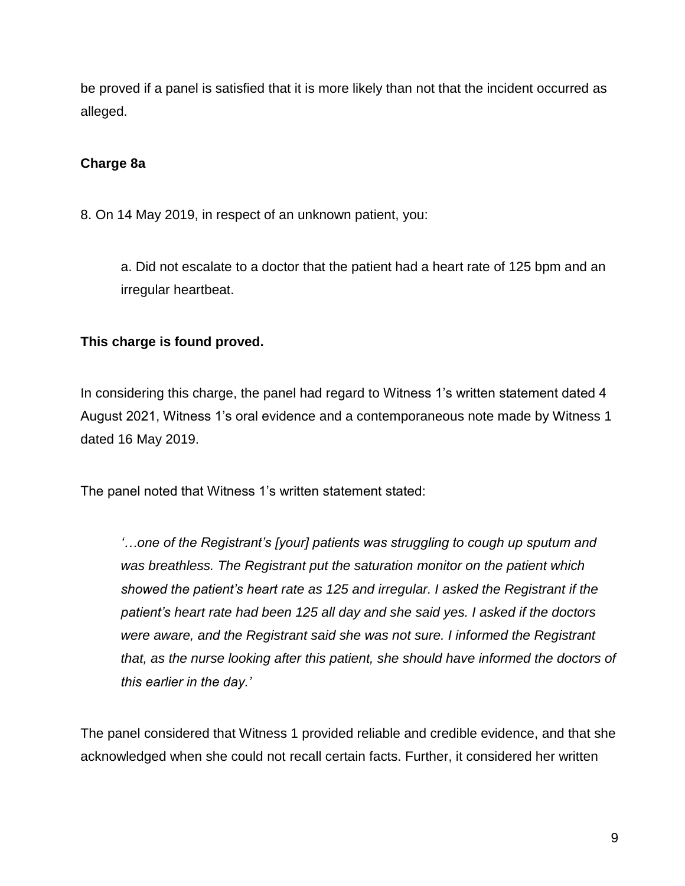be proved if a panel is satisfied that it is more likely than not that the incident occurred as alleged.

**Charge 8a**

8. On 14 May 2019, in respect of an unknown patient, you:

> a. Did not escalate to a doctor that the patient had a heart rate of 125 bpm and an irregular heartbeat.

**This charge is found proved.**

In considering this charge, the panel had regard to Witness 1's written statement dated 4 August 2021, Witness 1's oral evidence and a contemporaneous note made by Witness 1 dated 16 May 2019.

The panel noted that Witness 1's written statement stated:

> *'…one of the Registrant's [your] patients was struggling to cough up sputum and was breathless. The Registrant put the saturation monitor on the patient which showed the patient's heart rate as 125 and irregular. I asked the Registrant if the patient's heart rate had been 125 all day and she said yes. I asked if the doctors were aware, and the Registrant said she was not sure. I informed the Registrant that, as the nurse looking after this patient, she should have informed the doctors of this earlier in the day.'*

The panel considered that Witness 1 provided reliable and credible evidence, and that she acknowledged when she could not recall certain facts. Further, it considered her written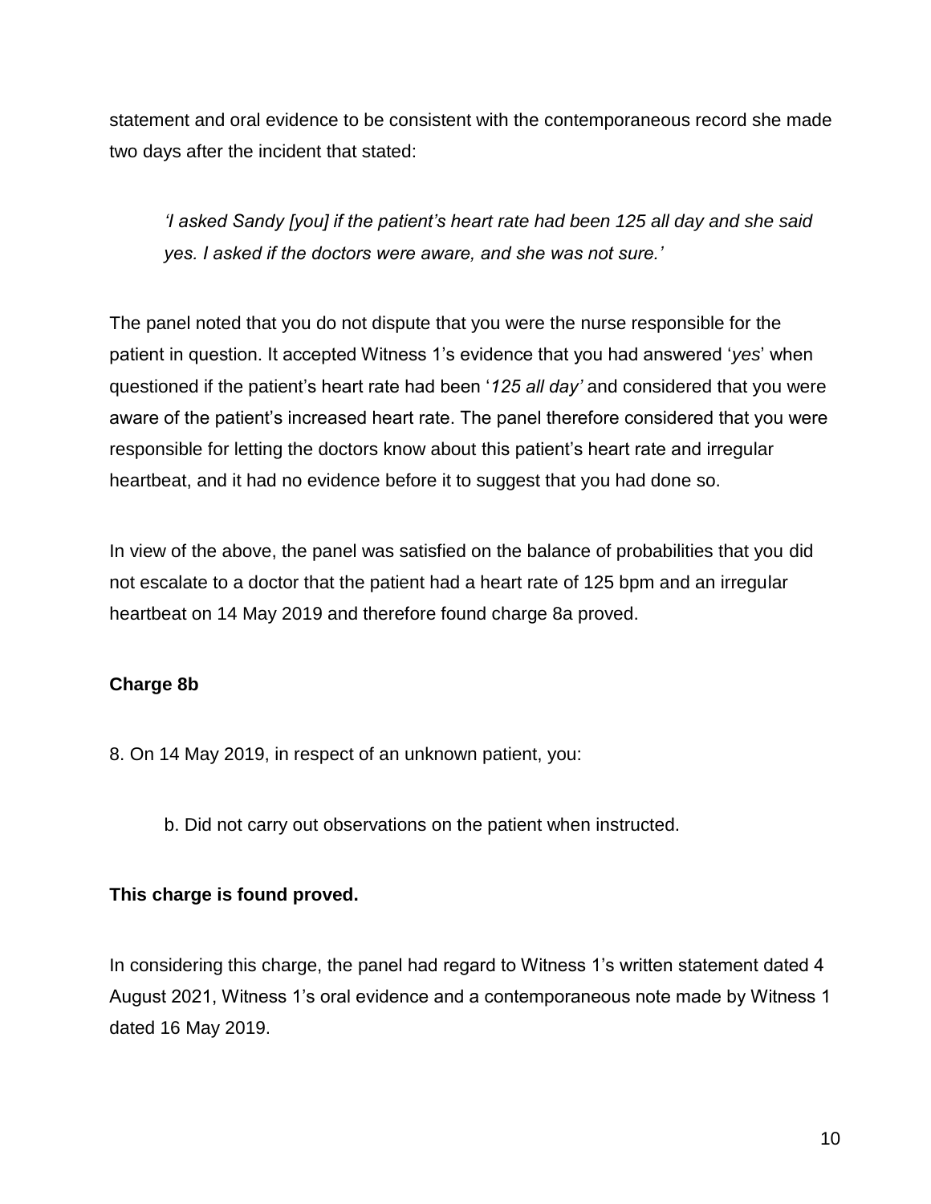statement and oral evidence to be consistent with the contemporaneous record she made two days after the incident that stated:

> *'I asked Sandy [you] if the patient's heart rate had been 125 all day and she said yes. I asked if the doctors were aware, and she was not sure.'*

The panel noted that you do not dispute that you were the nurse responsible for the patient in question. It accepted Witness 1's evidence that you had answered '*yes*' when questioned if the patient's heart rate had been '*125 all day'* and considered that you were aware of the patient's increased heart rate. The panel therefore considered that you were responsible for letting the doctors know about this patient's heart rate and irregular heartbeat, and it had no evidence before it to suggest that you had done so.

In view of the above, the panel was satisfied on the balance of probabilities that you did not escalate to a doctor that the patient had a heart rate of 125 bpm and an irregular heartbeat on 14 May 2019 and therefore found charge 8a proved.

**Charge 8b**

8. On 14 May 2019, in respect of an unknown patient, you:

> b. Did not carry out observations on the patient when instructed.

**This charge is found proved.**

In considering this charge, the panel had regard to Witness 1's written statement dated 4 August 2021, Witness 1's oral evidence and a contemporaneous note made by Witness 1 dated 16 May 2019.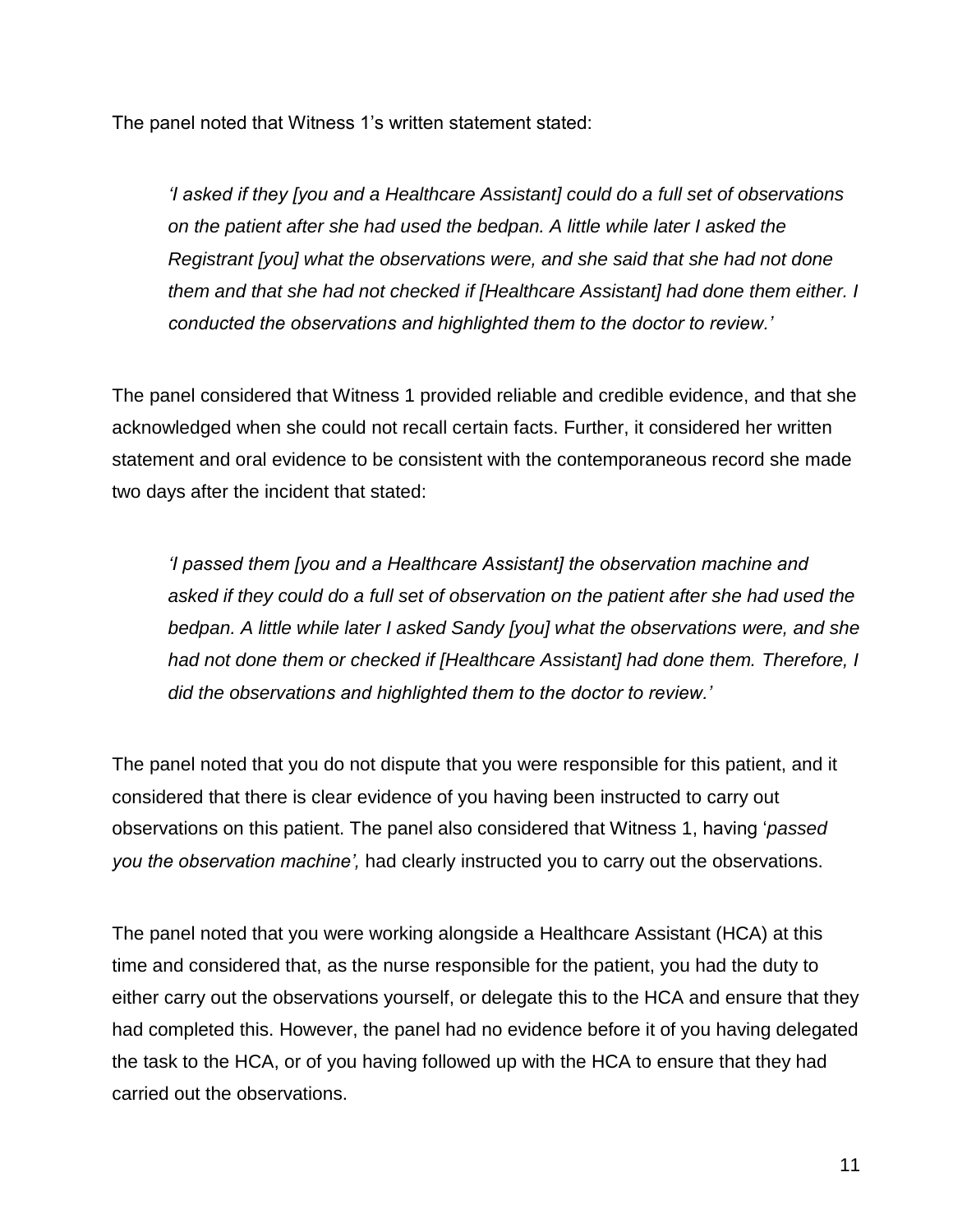The panel noted that Witness 1's written statement stated:

> *'I asked if they [you and a Healthcare Assistant] could do a full set of observations on the patient after she had used the bedpan. A little while later I asked the Registrant [you] what the observations were, and she said that she had not done them and that she had not checked if [Healthcare Assistant] had done them either. I conducted the observations and highlighted them to the doctor to review.'*

The panel considered that Witness 1 provided reliable and credible evidence, and that she acknowledged when she could not recall certain facts. Further, it considered her written statement and oral evidence to be consistent with the contemporaneous record she made two days after the incident that stated:

> *'I passed them [you and a Healthcare Assistant] the observation machine and asked if they could do a full set of observation on the patient after she had used the bedpan. A little while later I asked Sandy [you] what the observations were, and she had not done them or checked if [Healthcare Assistant] had done them. Therefore, I did the observations and highlighted them to the doctor to review.'*

The panel noted that you do not dispute that you were responsible for this patient, and it considered that there is clear evidence of you having been instructed to carry out observations on this patient. The panel also considered that Witness 1, having '*passed you the observation machine',* had clearly instructed you to carry out the observations.

The panel noted that you were working alongside a Healthcare Assistant (HCA) at this time and considered that, as the nurse responsible for the patient, you had the duty to either carry out the observations yourself, or delegate this to the HCA and ensure that they had completed this. However, the panel had no evidence before it of you having delegated the task to the HCA, or of you having followed up with the HCA to ensure that they had carried out the observations.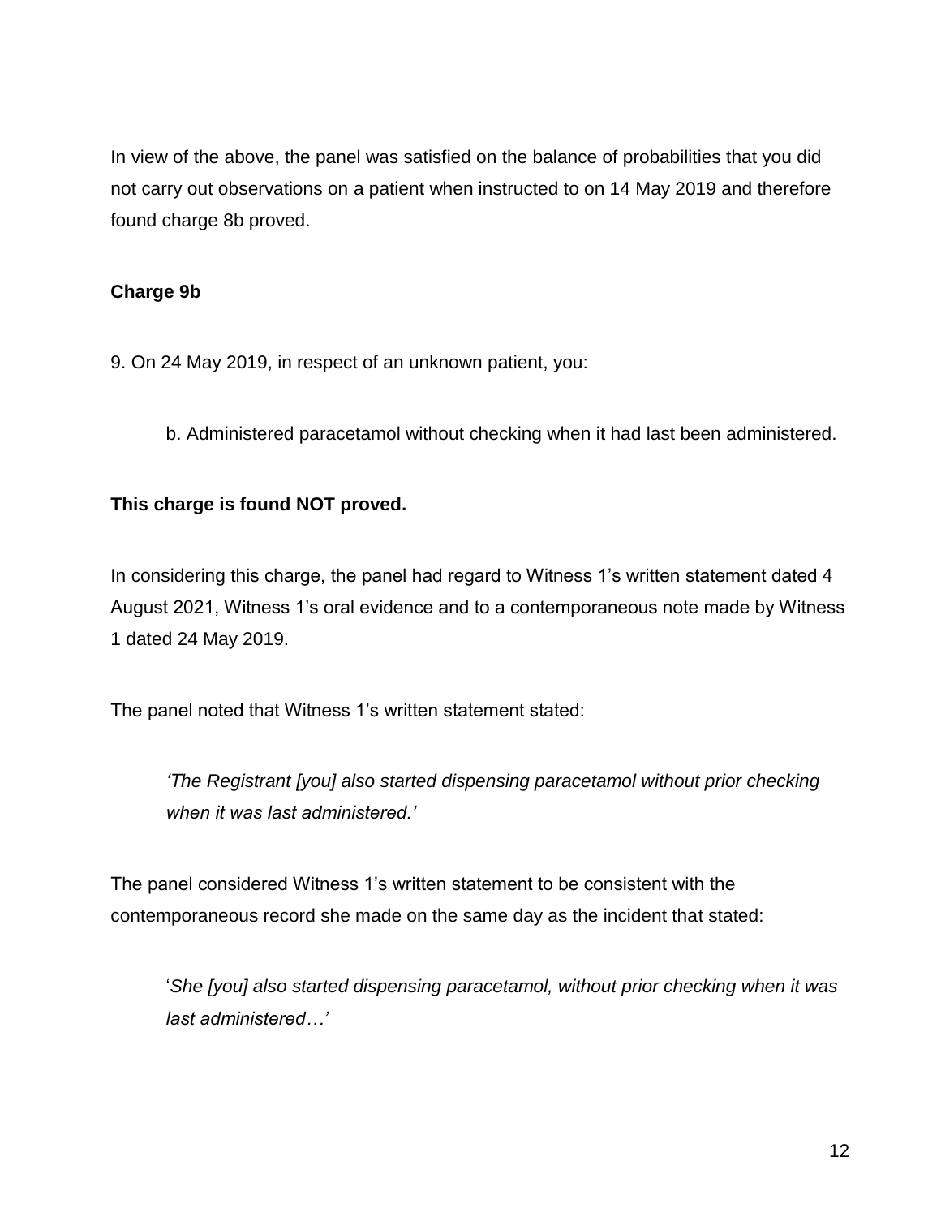In view of the above, the panel was satisfied on the balance of probabilities that you did not carry out observations on a patient when instructed to on 14 May 2019 and therefore found charge 8b proved.

**Charge 9b**

9. On 24 May 2019, in respect of an unknown patient, you:

> b. Administered paracetamol without checking when it had last been administered.

**This charge is found NOT proved.**

In considering this charge, the panel had regard to Witness 1's written statement dated 4 August 2021, Witness 1's oral evidence and to a contemporaneous note made by Witness 1 dated 24 May 2019.

The panel noted that Witness 1's written statement stated:

> *'The Registrant [you] also started dispensing paracetamol without prior checking when it was last administered.'*

The panel considered Witness 1's written statement to be consistent with the contemporaneous record she made on the same day as the incident that stated:

> '*She [you] also started dispensing paracetamol, without prior checking when it was last administered…'*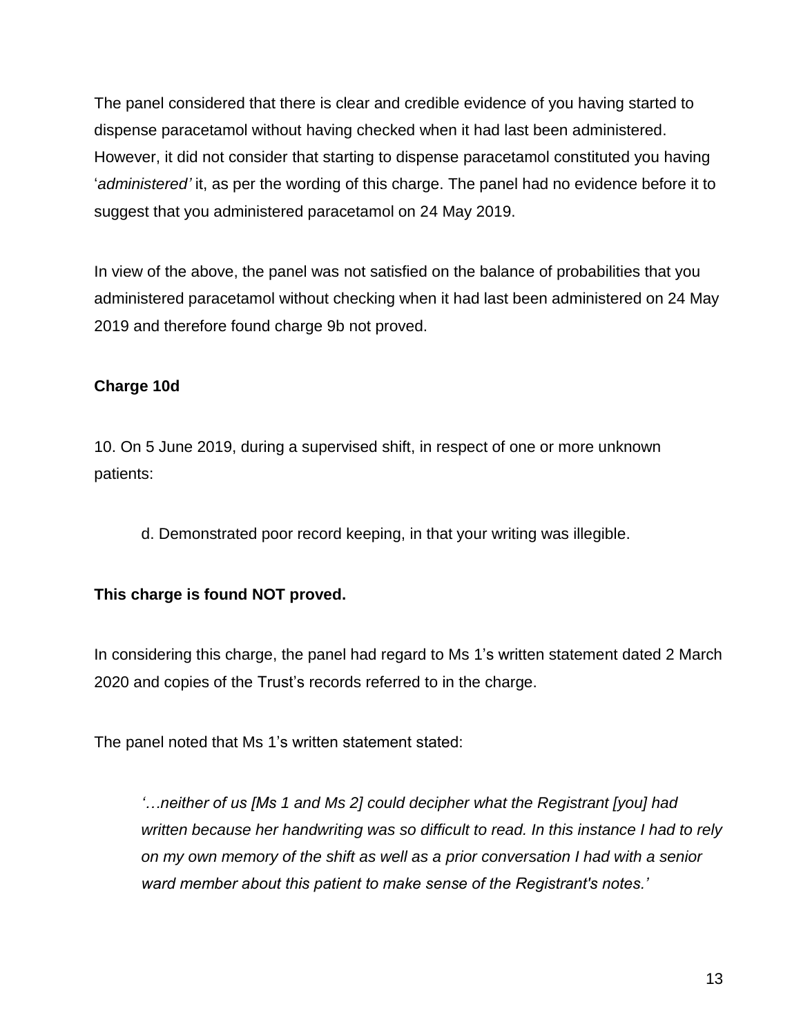The panel considered that there is clear and credible evidence of you having started to dispense paracetamol without having checked when it had last been administered. However, it did not consider that starting to dispense paracetamol constituted you having '*administered'* it, as per the wording of this charge. The panel had no evidence before it to suggest that you administered paracetamol on 24 May 2019.

In view of the above, the panel was not satisfied on the balance of probabilities that you administered paracetamol without checking when it had last been administered on 24 May 2019 and therefore found charge 9b not proved.

**Charge 10d**

10. On 5 June 2019, during a supervised shift, in respect of one or more unknown patients:

> d. Demonstrated poor record keeping, in that your writing was illegible.

**This charge is found NOT proved.**

In considering this charge, the panel had regard to Ms 1's written statement dated 2 March 2020 and copies of the Trust's records referred to in the charge.

The panel noted that Ms 1's written statement stated:

> *'…neither of us [Ms 1 and Ms 2] could decipher what the Registrant [you] had written because her handwriting was so difficult to read. In this instance I had to rely on my own memory of the shift as well as a prior conversation I had with a senior ward member about this patient to make sense of the Registrant's notes.'*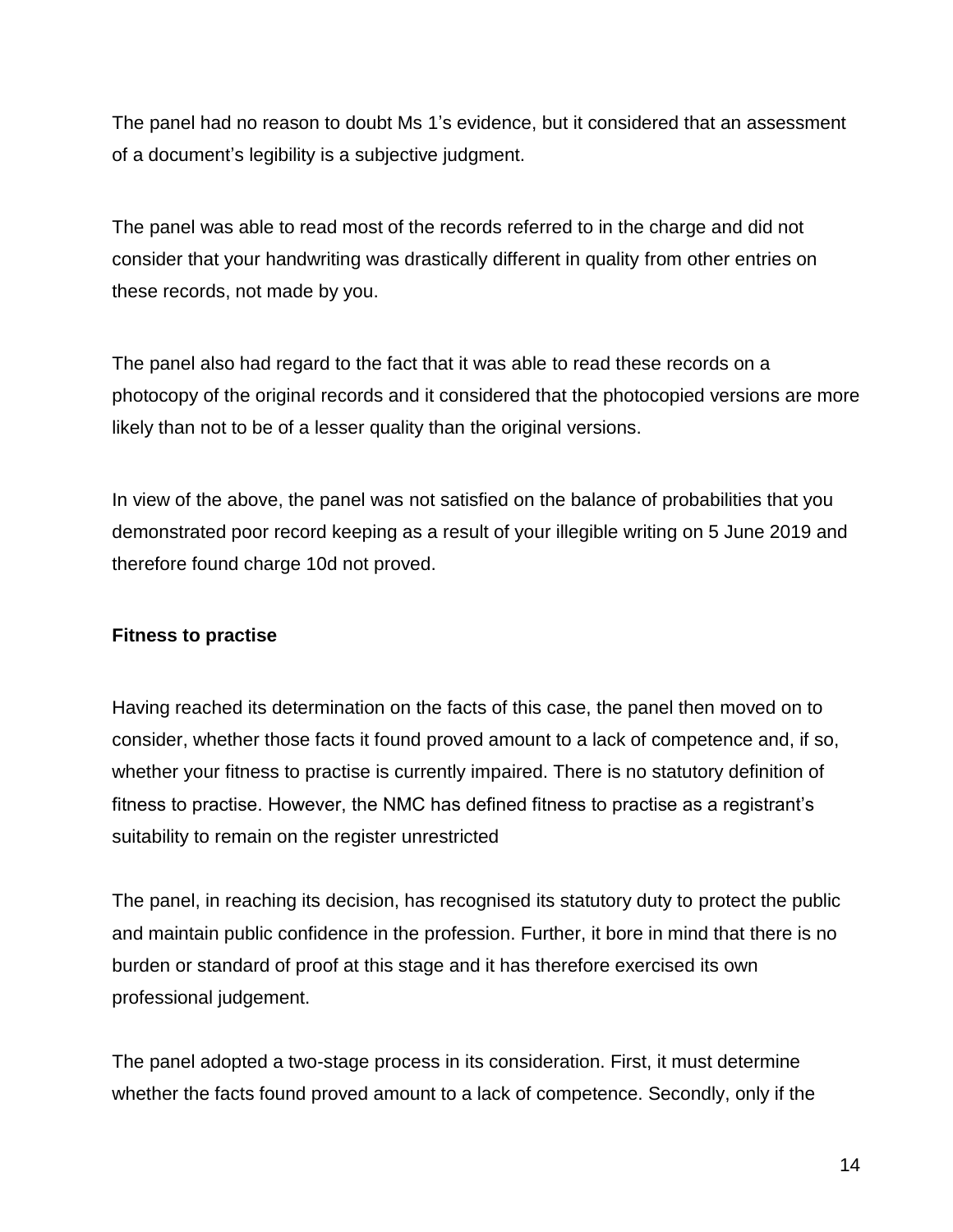The panel had no reason to doubt Ms 1's evidence, but it considered that an assessment of a document's legibility is a subjective judgment.

The panel was able to read most of the records referred to in the charge and did not consider that your handwriting was drastically different in quality from other entries on these records, not made by you.

The panel also had regard to the fact that it was able to read these records on a photocopy of the original records and it considered that the photocopied versions are more likely than not to be of a lesser quality than the original versions.

In view of the above, the panel was not satisfied on the balance of probabilities that you demonstrated poor record keeping as a result of your illegible writing on 5 June 2019 and therefore found charge 10d not proved.

**Fitness to practise**

Having reached its determination on the facts of this case, the panel then moved on to consider, whether those facts it found proved amount to a lack of competence and, if so, whether your fitness to practise is currently impaired. There is no statutory definition of fitness to practise. However, the NMC has defined fitness to practise as a registrant's suitability to remain on the register unrestricted

The panel, in reaching its decision, has recognised its statutory duty to protect the public and maintain public confidence in the profession. Further, it bore in mind that there is no burden or standard of proof at this stage and it has therefore exercised its own professional judgement.

The panel adopted a two-stage process in its consideration. First, it must determine whether the facts found proved amount to a lack of competence. Secondly, only if the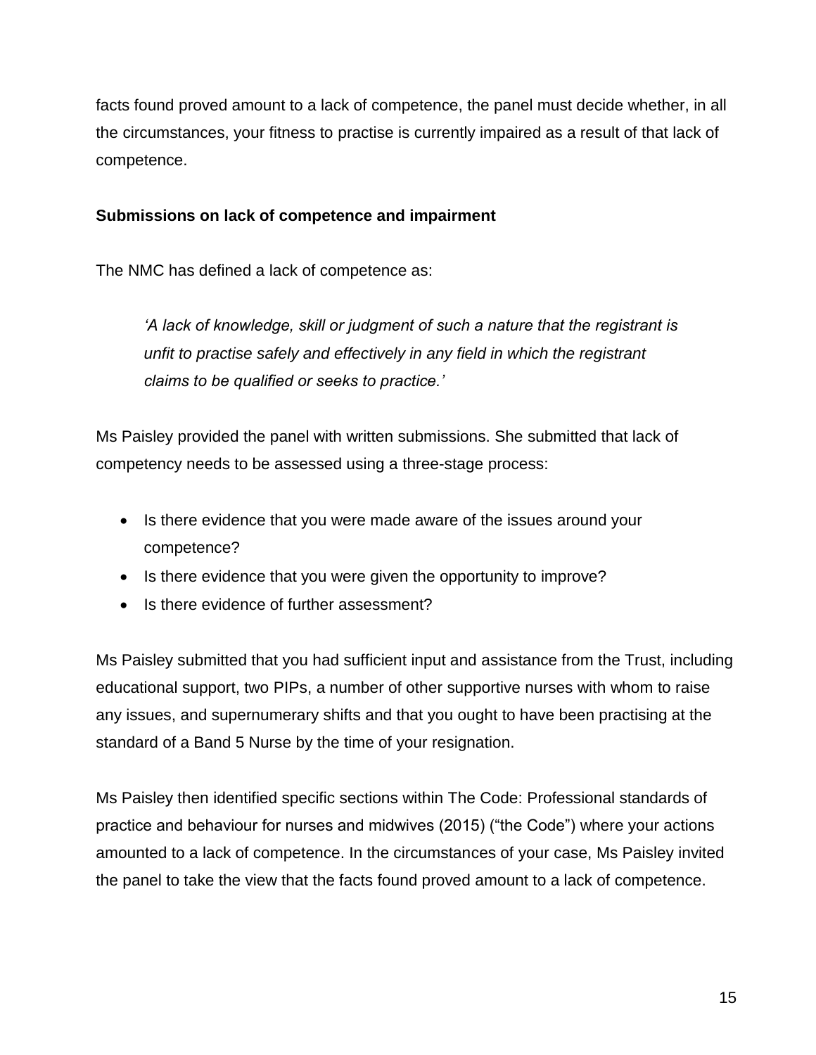facts found proved amount to a lack of competence, the panel must decide whether, in all the circumstances, your fitness to practise is currently impaired as a result of that lack of competence.

**Submissions on lack of competence and impairment**

The NMC has defined a lack of competence as:

> *'A lack of knowledge, skill or judgment of such a nature that the registrant is unfit to practise safely and effectively in any field in which the registrant claims to be qualified or seeks to practice.'*

Ms Paisley provided the panel with written submissions. She submitted that lack of competency needs to be assessed using a three-stage process:

- Is there evidence that you were made aware of the issues around your competence?
- Is there evidence that you were given the opportunity to improve?
- Is there evidence of further assessment?

Ms Paisley submitted that you had sufficient input and assistance from the Trust, including educational support, two PIPs, a number of other supportive nurses with whom to raise any issues, and supernumerary shifts and that you ought to have been practising at the standard of a Band 5 Nurse by the time of your resignation.

Ms Paisley then identified specific sections within The Code: Professional standards of practice and behaviour for nurses and midwives (2015) ("the Code") where your actions amounted to a lack of competence. In the circumstances of your case, Ms Paisley invited the panel to take the view that the facts found proved amount to a lack of competence.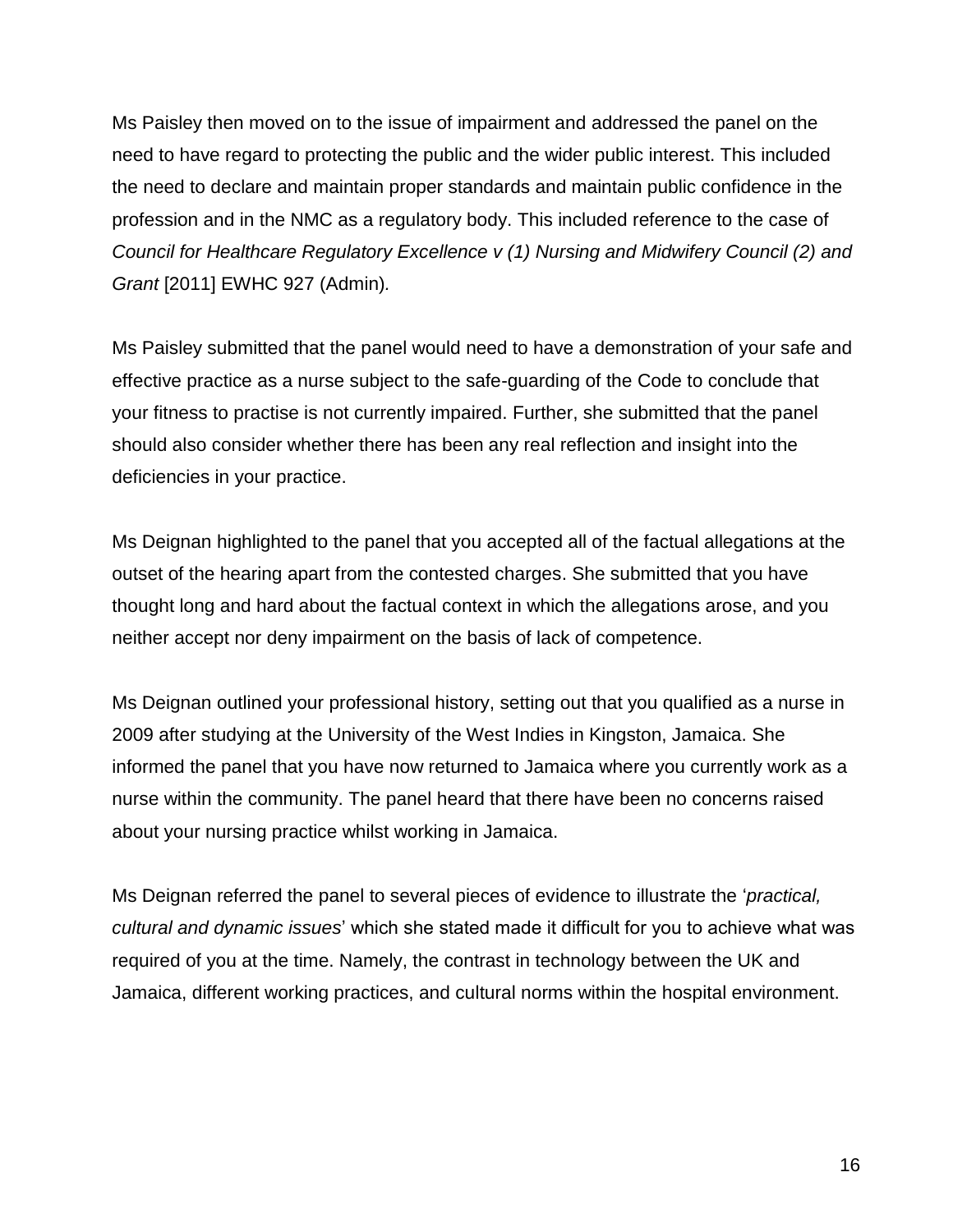Ms Paisley then moved on to the issue of impairment and addressed the panel on the need to have regard to protecting the public and the wider public interest. This included the need to declare and maintain proper standards and maintain public confidence in the profession and in the NMC as a regulatory body. This included reference to the case of *Council for Healthcare Regulatory Excellence v (1) Nursing and Midwifery Council (2) and Grant* [2011] EWHC 927 (Admin).

Ms Paisley submitted that the panel would need to have a demonstration of your safe and effective practice as a nurse subject to the safe-guarding of the Code to conclude that your fitness to practise is not currently impaired. Further, she submitted that the panel should also consider whether there has been any real reflection and insight into the deficiencies in your practice.

Ms Deignan highlighted to the panel that you accepted all of the factual allegations at the outset of the hearing apart from the contested charges. She submitted that you have thought long and hard about the factual context in which the allegations arose, and you neither accept nor deny impairment on the basis of lack of competence.

Ms Deignan outlined your professional history, setting out that you qualified as a nurse in 2009 after studying at the University of the West Indies in Kingston, Jamaica. She informed the panel that you have now returned to Jamaica where you currently work as a nurse within the community. The panel heard that there have been no concerns raised about your nursing practice whilst working in Jamaica.

Ms Deignan referred the panel to several pieces of evidence to illustrate the '*practical, cultural and dynamic issues*' which she stated made it difficult for you to achieve what was required of you at the time. Namely, the contrast in technology between the UK and Jamaica, different working practices, and cultural norms within the hospital environment.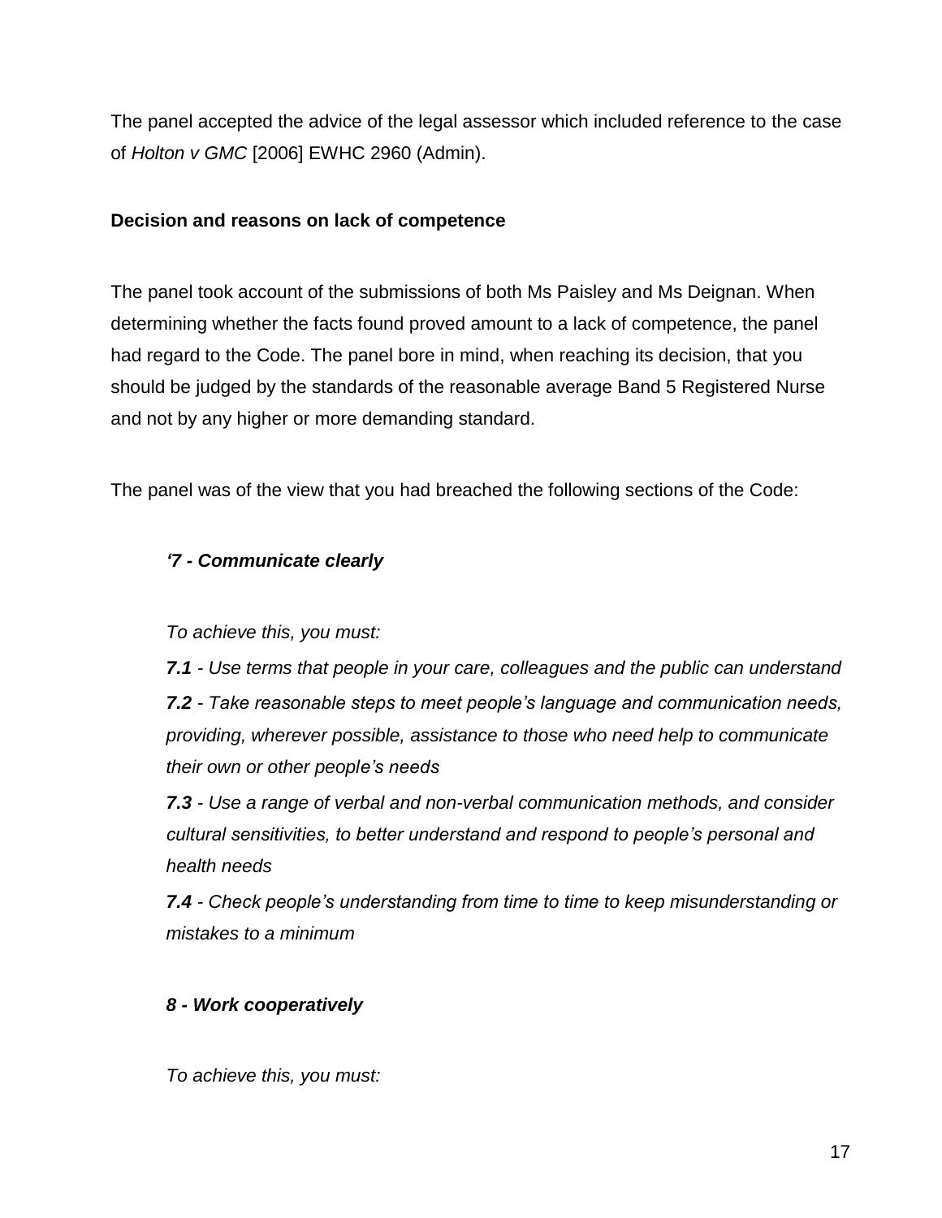The panel accepted the advice of the legal assessor which included reference to the case of *Holton v GMC* [2006] EWHC 2960 (Admin).

**Decision and reasons on lack of competence**

The panel took account of the submissions of both Ms Paisley and Ms Deignan. When determining whether the facts found proved amount to a lack of competence, the panel had regard to the Code. The panel bore in mind, when reaching its decision, that you should be judged by the standards of the reasonable average Band 5 Registered Nurse and not by any higher or more demanding standard.

The panel was of the view that you had breached the following sections of the Code:

> ***'7 - Communicate clearly***
>
> *To achieve this, you must:*
>
> ***7.1** - Use terms that people in your care, colleagues and the public can understand*
>
> ***7.2** - Take reasonable steps to meet people's language and communication needs, providing, wherever possible, assistance to those who need help to communicate their own or other people's needs*
>
> ***7.3** - Use a range of verbal and non-verbal communication methods, and consider cultural sensitivities, to better understand and respond to people's personal and health needs*
>
> ***7.4** - Check people's understanding from time to time to keep misunderstanding or mistakes to a minimum*
>
> ***8 - Work cooperatively***
>
> *To achieve this, you must:*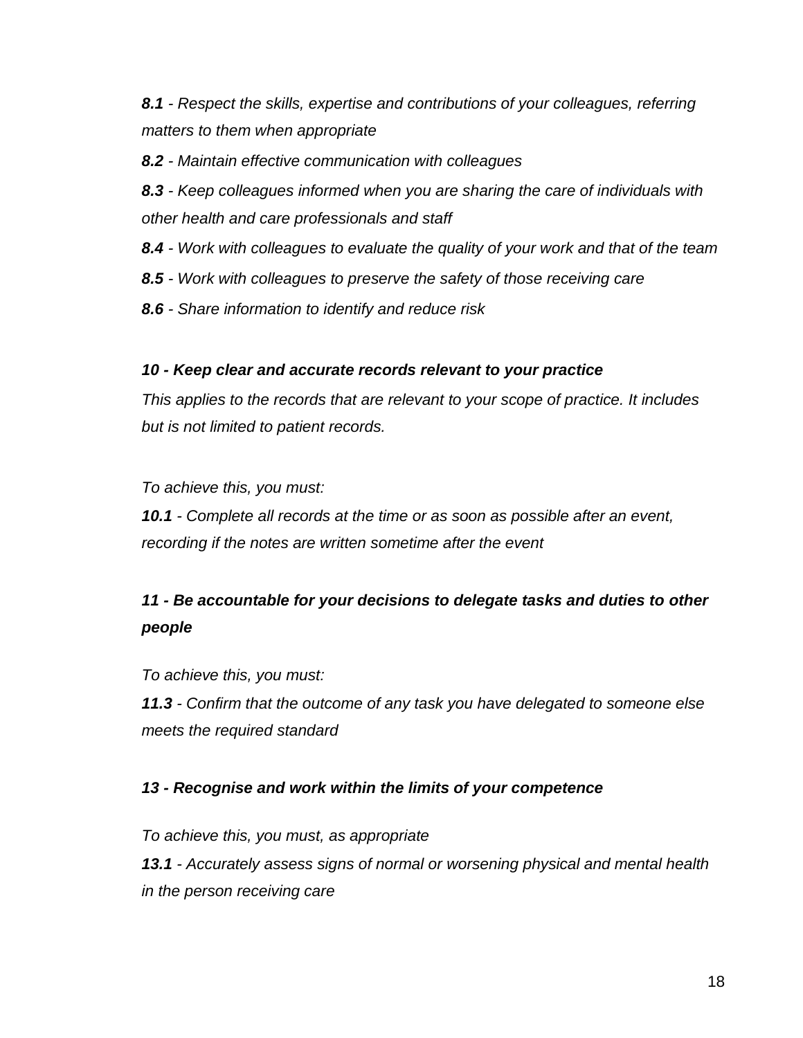***8.1*** *- Respect the skills, expertise and contributions of your colleagues, referring matters to them when appropriate*

***8.2*** *- Maintain effective communication with colleagues*

***8.3*** *- Keep colleagues informed when you are sharing the care of individuals with other health and care professionals and staff*

***8.4*** *- Work with colleagues to evaluate the quality of your work and that of the team*

***8.5*** *- Work with colleagues to preserve the safety of those receiving care*

***8.6*** *- Share information to identify and reduce risk*

***10 - Keep clear and accurate records relevant to your practice***

*This applies to the records that are relevant to your scope of practice. It includes but is not limited to patient records.*

*To achieve this, you must:*

***10.1*** *- Complete all records at the time or as soon as possible after an event, recording if the notes are written sometime after the event*

***11 - Be accountable for your decisions to delegate tasks and duties to other people***

*To achieve this, you must:*

***11.3*** *- Confirm that the outcome of any task you have delegated to someone else meets the required standard*

***13 - Recognise and work within the limits of your competence***

*To achieve this, you must, as appropriate*

***13.1*** *- Accurately assess signs of normal or worsening physical and mental health in the person receiving care*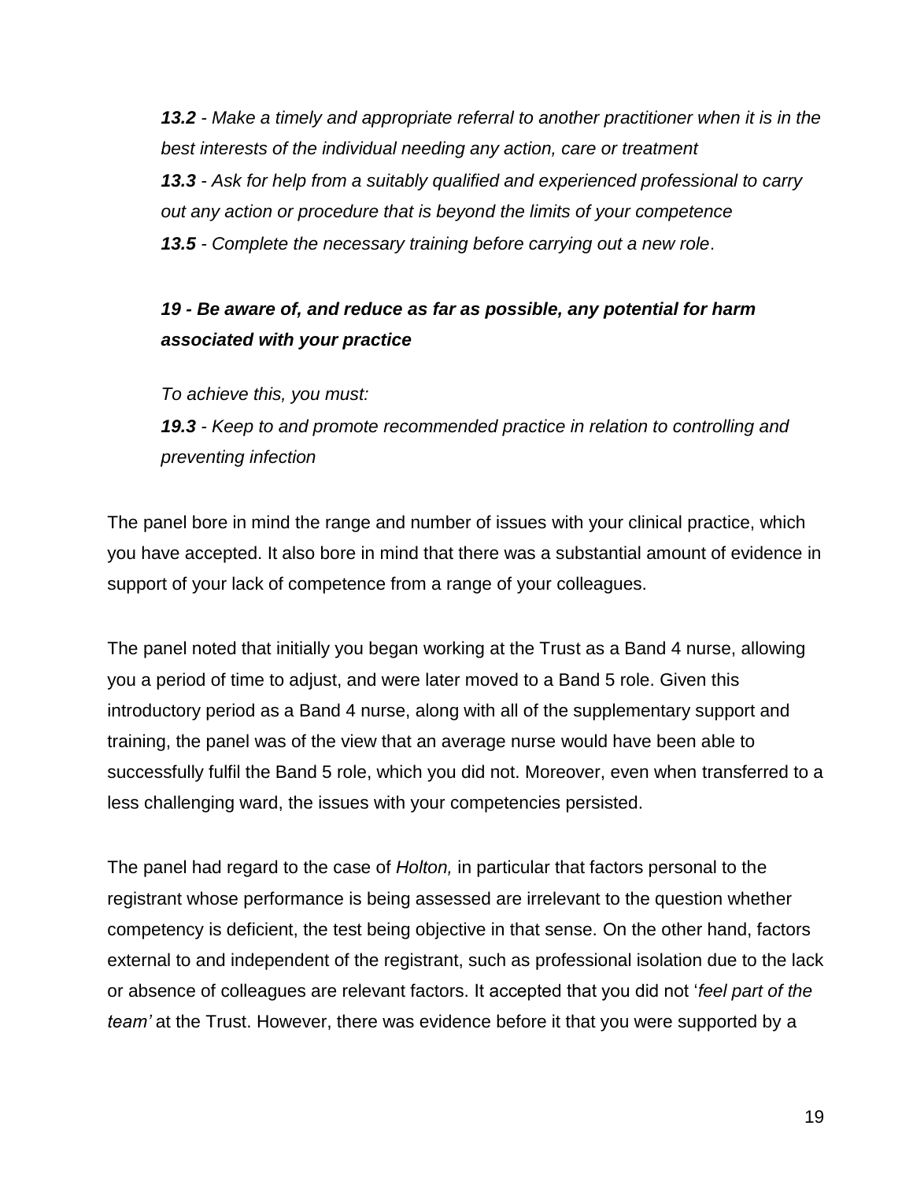***13.2*** *- Make a timely and appropriate referral to another practitioner when it is in the best interests of the individual needing any action, care or treatment*
***13.3*** *- Ask for help from a suitably qualified and experienced professional to carry out any action or procedure that is beyond the limits of your competence*
***13.5*** *- Complete the necessary training before carrying out a new role*.

***19 - Be aware of, and reduce as far as possible, any potential for harm associated with your practice***

*To achieve this, you must:*
***19.3*** *- Keep to and promote recommended practice in relation to controlling and preventing infection*

The panel bore in mind the range and number of issues with your clinical practice, which you have accepted. It also bore in mind that there was a substantial amount of evidence in support of your lack of competence from a range of your colleagues.

The panel noted that initially you began working at the Trust as a Band 4 nurse, allowing you a period of time to adjust, and were later moved to a Band 5 role. Given this introductory period as a Band 4 nurse, along with all of the supplementary support and training, the panel was of the view that an average nurse would have been able to successfully fulfil the Band 5 role, which you did not. Moreover, even when transferred to a less challenging ward, the issues with your competencies persisted.

The panel had regard to the case of *Holton,* in particular that factors personal to the registrant whose performance is being assessed are irrelevant to the question whether competency is deficient, the test being objective in that sense. On the other hand, factors external to and independent of the registrant, such as professional isolation due to the lack or absence of colleagues are relevant factors. It accepted that you did not '*feel part of the team'* at the Trust. However, there was evidence before it that you were supported by a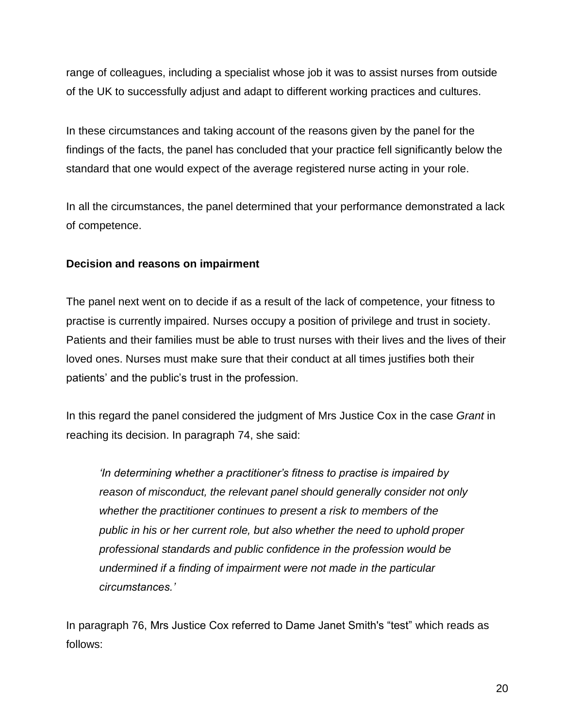range of colleagues, including a specialist whose job it was to assist nurses from outside of the UK to successfully adjust and adapt to different working practices and cultures.

In these circumstances and taking account of the reasons given by the panel for the findings of the facts, the panel has concluded that your practice fell significantly below the standard that one would expect of the average registered nurse acting in your role.

In all the circumstances, the panel determined that your performance demonstrated a lack of competence.

**Decision and reasons on impairment**

The panel next went on to decide if as a result of the lack of competence, your fitness to practise is currently impaired. Nurses occupy a position of privilege and trust in society. Patients and their families must be able to trust nurses with their lives and the lives of their loved ones. Nurses must make sure that their conduct at all times justifies both their patients' and the public's trust in the profession.

In this regard the panel considered the judgment of Mrs Justice Cox in the case *Grant* in reaching its decision. In paragraph 74, she said:

> *'In determining whether a practitioner's fitness to practise is impaired by reason of misconduct, the relevant panel should generally consider not only whether the practitioner continues to present a risk to members of the public in his or her current role, but also whether the need to uphold proper professional standards and public confidence in the profession would be undermined if a finding of impairment were not made in the particular circumstances.'*

In paragraph 76, Mrs Justice Cox referred to Dame Janet Smith's "test" which reads as follows: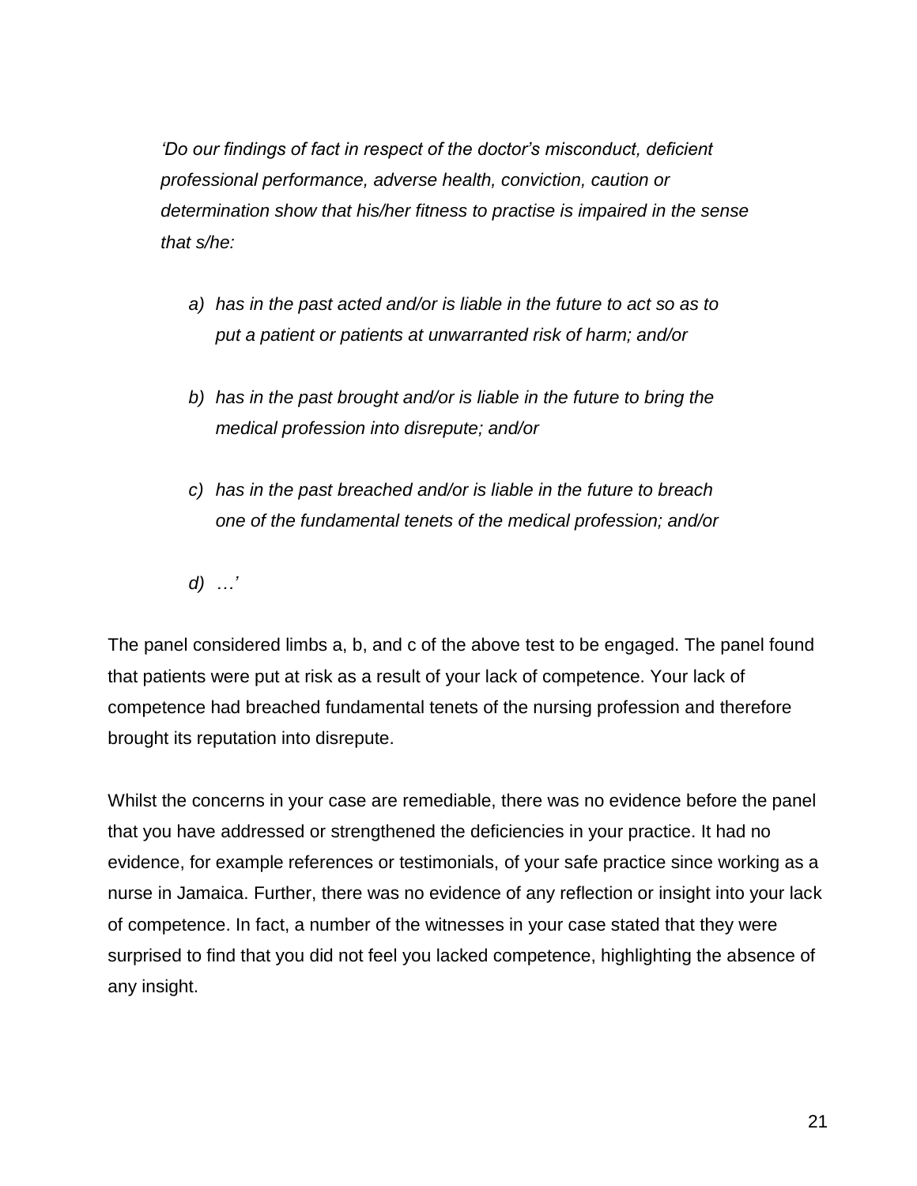*'Do our findings of fact in respect of the doctor's misconduct, deficient professional performance, adverse health, conviction, caution or determination show that his/her fitness to practise is impaired in the sense that s/he:*

*a) has in the past acted and/or is liable in the future to act so as to put a patient or patients at unwarranted risk of harm; and/or*

*b) has in the past brought and/or is liable in the future to bring the medical profession into disrepute; and/or*

*c) has in the past breached and/or is liable in the future to breach one of the fundamental tenets of the medical profession; and/or*

*d) …'*

The panel considered limbs a, b, and c of the above test to be engaged. The panel found that patients were put at risk as a result of your lack of competence. Your lack of competence had breached fundamental tenets of the nursing profession and therefore brought its reputation into disrepute.

Whilst the concerns in your case are remediable, there was no evidence before the panel that you have addressed or strengthened the deficiencies in your practice. It had no evidence, for example references or testimonials, of your safe practice since working as a nurse in Jamaica. Further, there was no evidence of any reflection or insight into your lack of competence. In fact, a number of the witnesses in your case stated that they were surprised to find that you did not feel you lacked competence, highlighting the absence of any insight.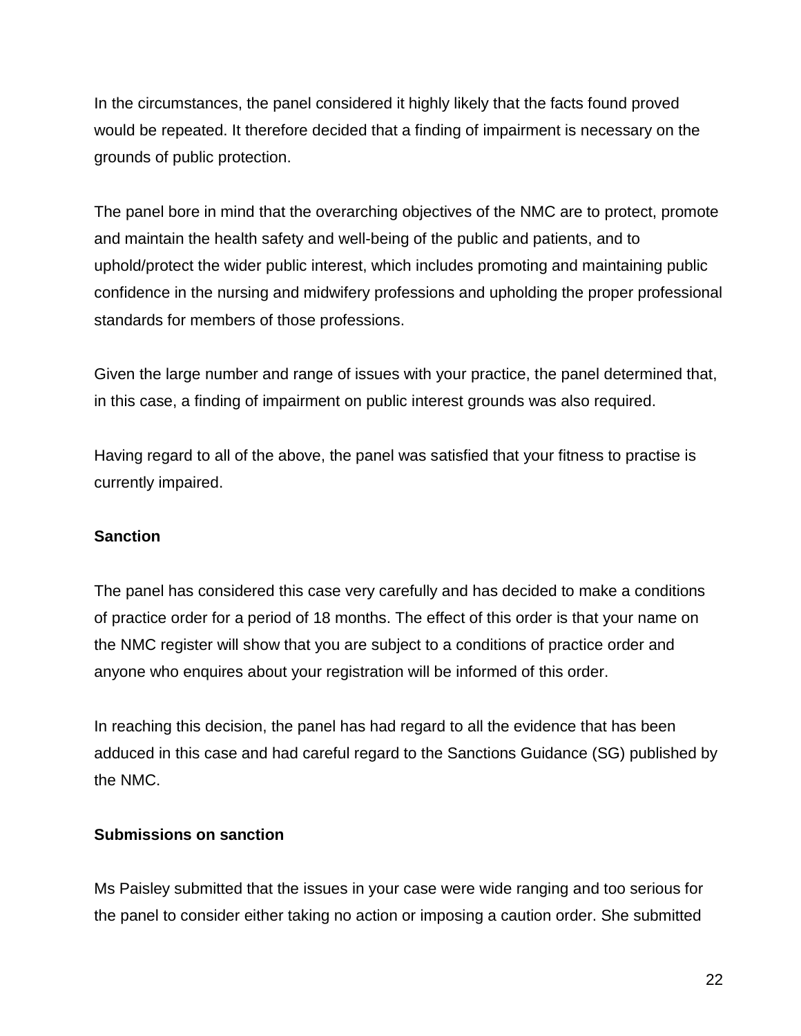In the circumstances, the panel considered it highly likely that the facts found proved would be repeated. It therefore decided that a finding of impairment is necessary on the grounds of public protection.

The panel bore in mind that the overarching objectives of the NMC are to protect, promote and maintain the health safety and well-being of the public and patients, and to uphold/protect the wider public interest, which includes promoting and maintaining public confidence in the nursing and midwifery professions and upholding the proper professional standards for members of those professions.

Given the large number and range of issues with your practice, the panel determined that, in this case, a finding of impairment on public interest grounds was also required.

Having regard to all of the above, the panel was satisfied that your fitness to practise is currently impaired.

**Sanction**

The panel has considered this case very carefully and has decided to make a conditions of practice order for a period of 18 months. The effect of this order is that your name on the NMC register will show that you are subject to a conditions of practice order and anyone who enquires about your registration will be informed of this order.

In reaching this decision, the panel has had regard to all the evidence that has been adduced in this case and had careful regard to the Sanctions Guidance (SG) published by the NMC.

**Submissions on sanction**

Ms Paisley submitted that the issues in your case were wide ranging and too serious for the panel to consider either taking no action or imposing a caution order. She submitted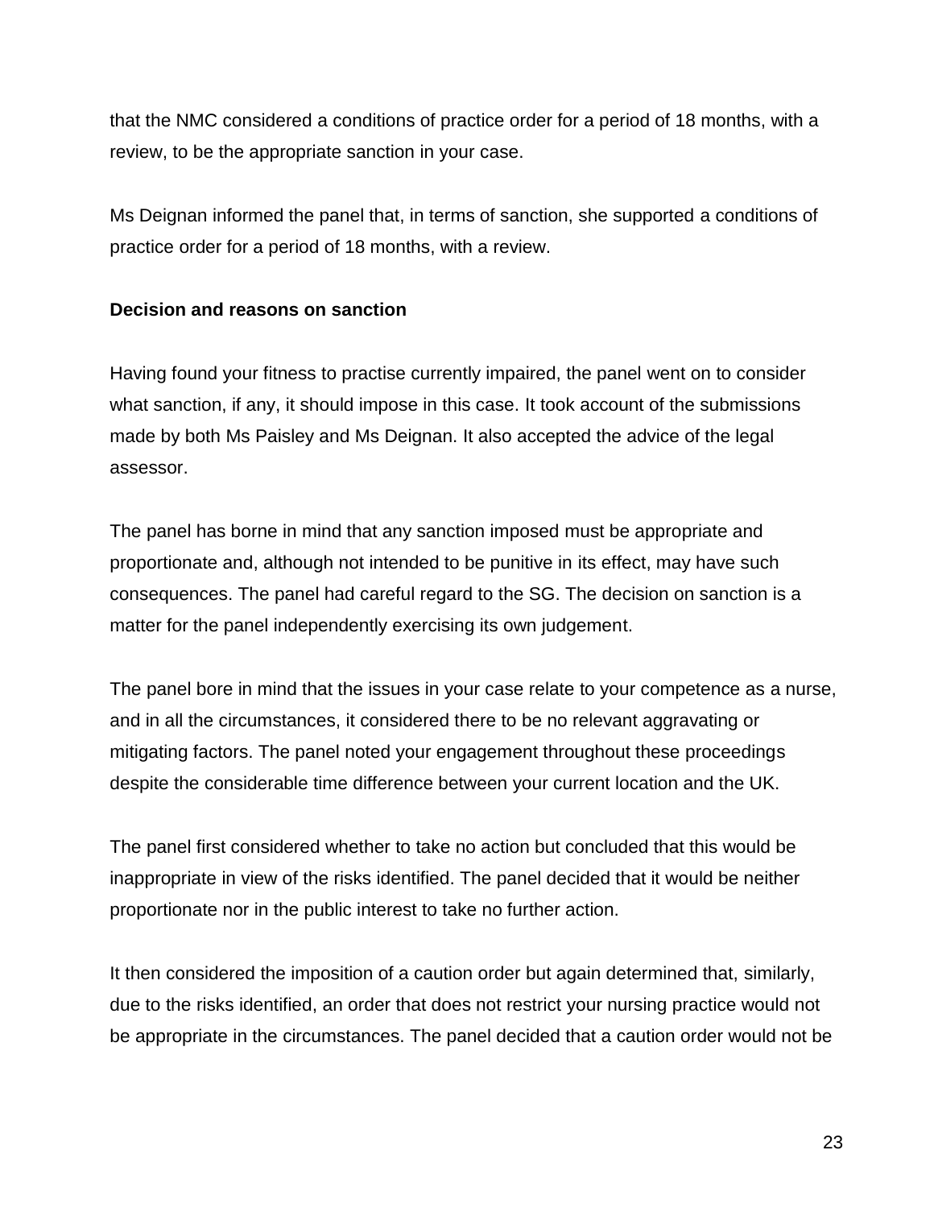that the NMC considered a conditions of practice order for a period of 18 months, with a review, to be the appropriate sanction in your case.

Ms Deignan informed the panel that, in terms of sanction, she supported a conditions of practice order for a period of 18 months, with a review.

**Decision and reasons on sanction**

Having found your fitness to practise currently impaired, the panel went on to consider what sanction, if any, it should impose in this case. It took account of the submissions made by both Ms Paisley and Ms Deignan. It also accepted the advice of the legal assessor.

The panel has borne in mind that any sanction imposed must be appropriate and proportionate and, although not intended to be punitive in its effect, may have such consequences. The panel had careful regard to the SG. The decision on sanction is a matter for the panel independently exercising its own judgement.

The panel bore in mind that the issues in your case relate to your competence as a nurse, and in all the circumstances, it considered there to be no relevant aggravating or mitigating factors. The panel noted your engagement throughout these proceedings despite the considerable time difference between your current location and the UK.

The panel first considered whether to take no action but concluded that this would be inappropriate in view of the risks identified. The panel decided that it would be neither proportionate nor in the public interest to take no further action.

It then considered the imposition of a caution order but again determined that, similarly, due to the risks identified, an order that does not restrict your nursing practice would not be appropriate in the circumstances. The panel decided that a caution order would not be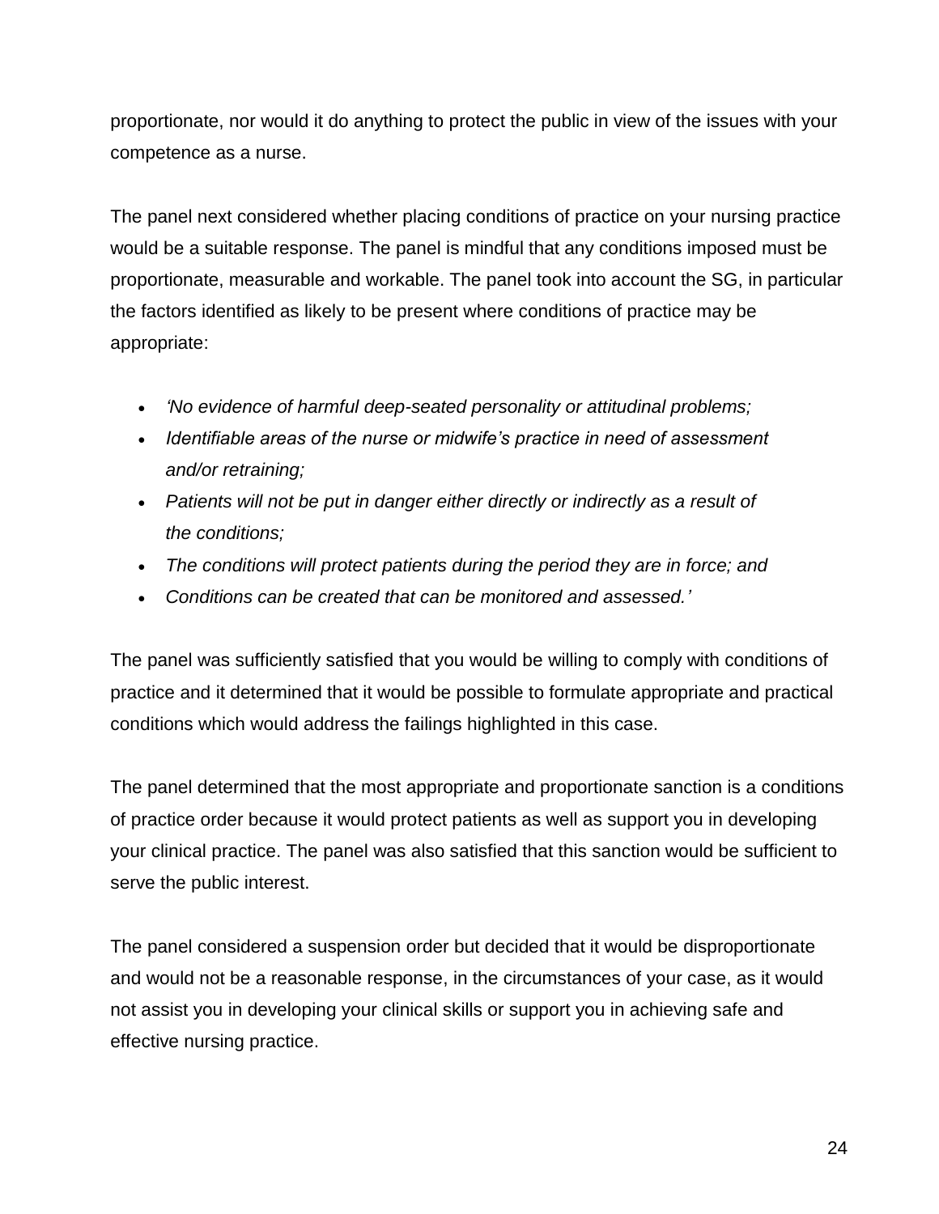proportionate, nor would it do anything to protect the public in view of the issues with your competence as a nurse.

The panel next considered whether placing conditions of practice on your nursing practice would be a suitable response. The panel is mindful that any conditions imposed must be proportionate, measurable and workable. The panel took into account the SG, in particular the factors identified as likely to be present where conditions of practice may be appropriate:

- *'No evidence of harmful deep-seated personality or attitudinal problems;*
- *Identifiable areas of the nurse or midwife's practice in need of assessment and/or retraining;*
- *Patients will not be put in danger either directly or indirectly as a result of the conditions;*
- *The conditions will protect patients during the period they are in force; and*
- *Conditions can be created that can be monitored and assessed.'*

The panel was sufficiently satisfied that you would be willing to comply with conditions of practice and it determined that it would be possible to formulate appropriate and practical conditions which would address the failings highlighted in this case.

The panel determined that the most appropriate and proportionate sanction is a conditions of practice order because it would protect patients as well as support you in developing your clinical practice. The panel was also satisfied that this sanction would be sufficient to serve the public interest.

The panel considered a suspension order but decided that it would be disproportionate and would not be a reasonable response, in the circumstances of your case, as it would not assist you in developing your clinical skills or support you in achieving safe and effective nursing practice.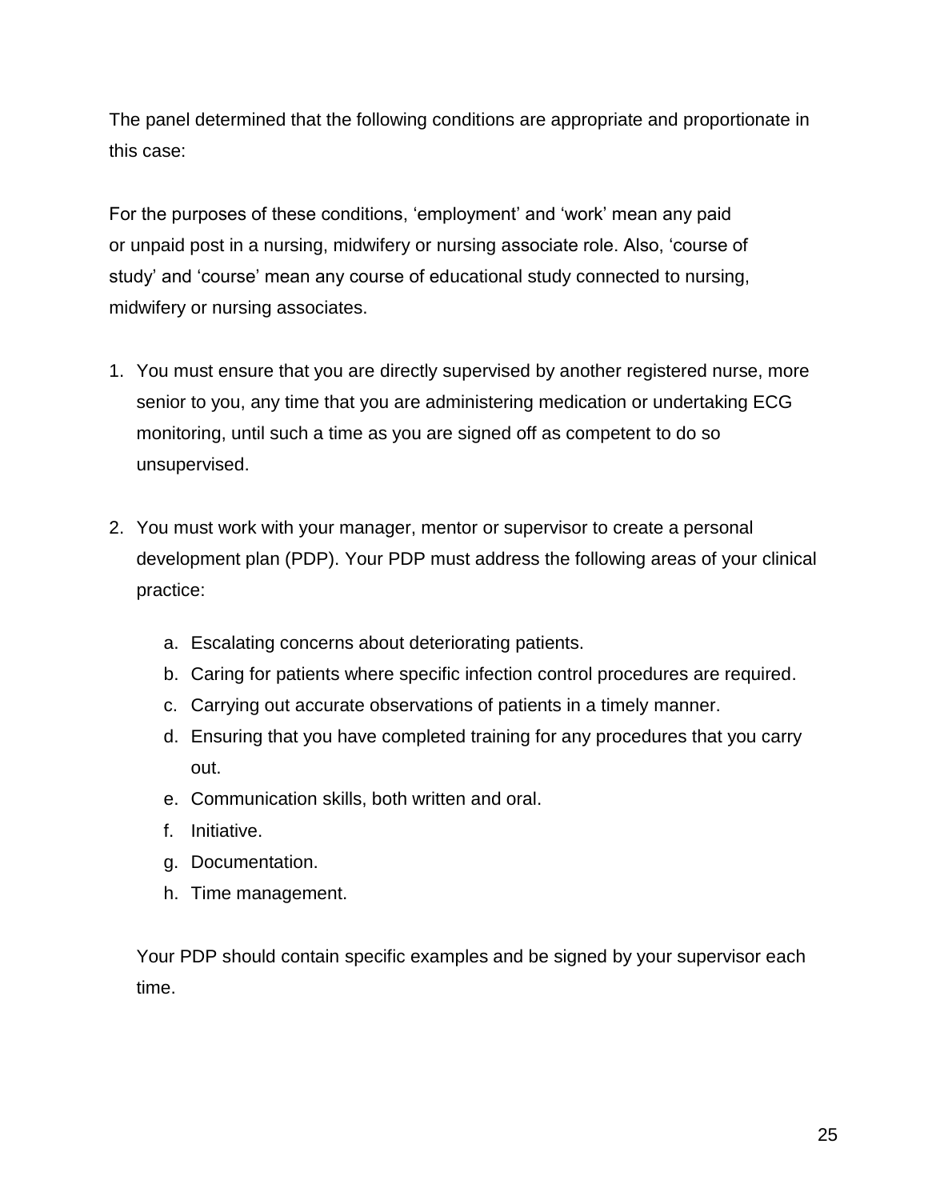The panel determined that the following conditions are appropriate and proportionate in this case:

For the purposes of these conditions, 'employment' and 'work' mean any paid or unpaid post in a nursing, midwifery or nursing associate role. Also, 'course of study' and 'course' mean any course of educational study connected to nursing, midwifery or nursing associates.

1. You must ensure that you are directly supervised by another registered nurse, more senior to you, any time that you are administering medication or undertaking ECG monitoring, until such a time as you are signed off as competent to do so unsupervised.

2. You must work with your manager, mentor or supervisor to create a personal development plan (PDP). Your PDP must address the following areas of your clinical practice:

   a. Escalating concerns about deteriorating patients.
   b. Caring for patients where specific infection control procedures are required.
   c. Carrying out accurate observations of patients in a timely manner.
   d. Ensuring that you have completed training for any procedures that you carry out.
   e. Communication skills, both written and oral.
   f. Initiative.
   g. Documentation.
   h. Time management.

   Your PDP should contain specific examples and be signed by your supervisor each time.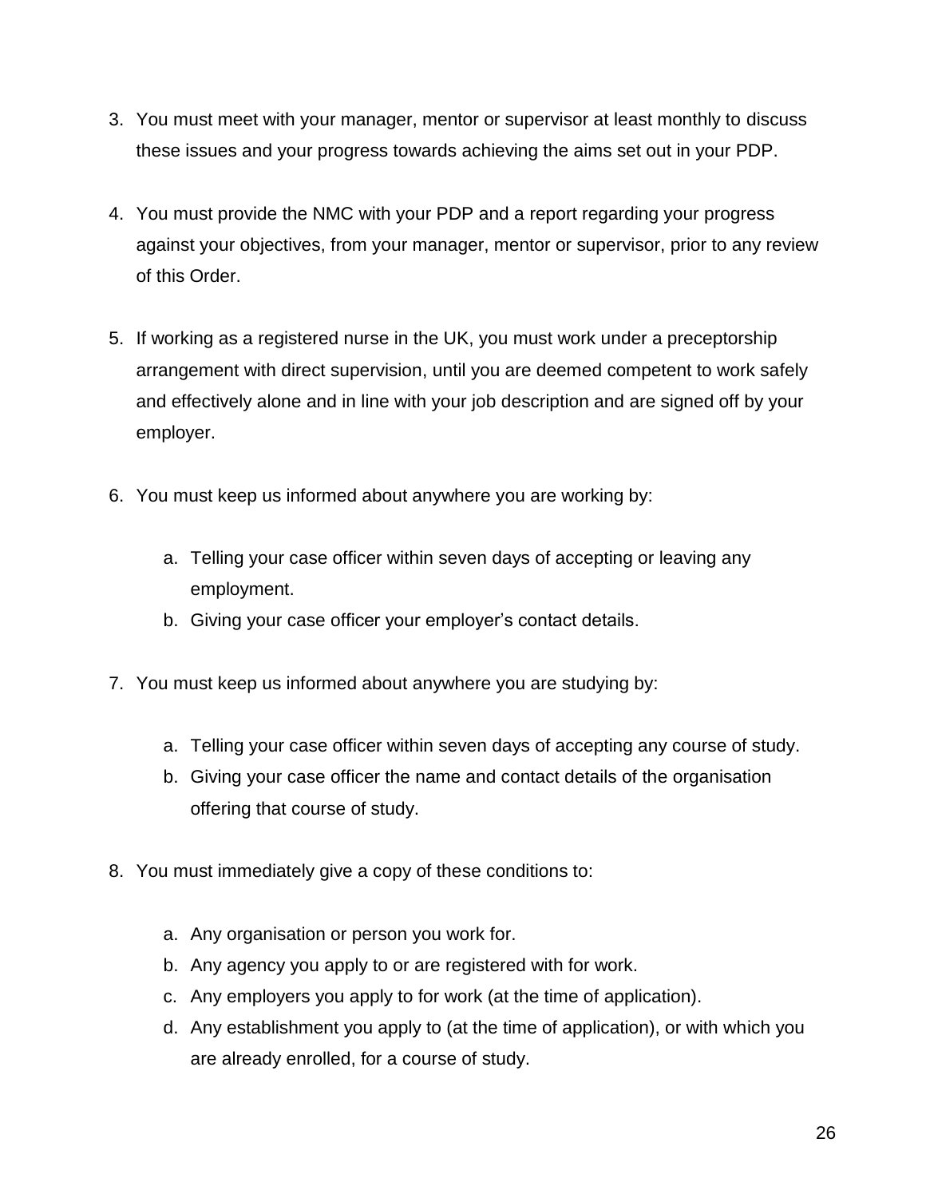3. You must meet with your manager, mentor or supervisor at least monthly to discuss these issues and your progress towards achieving the aims set out in your PDP.

4. You must provide the NMC with your PDP and a report regarding your progress against your objectives, from your manager, mentor or supervisor, prior to any review of this Order.

5. If working as a registered nurse in the UK, you must work under a preceptorship arrangement with direct supervision, until you are deemed competent to work safely and effectively alone and in line with your job description and are signed off by your employer.

6. You must keep us informed about anywhere you are working by:

    a. Telling your case officer within seven days of accepting or leaving any employment.
    b. Giving your case officer your employer's contact details.

7. You must keep us informed about anywhere you are studying by:

    a. Telling your case officer within seven days of accepting any course of study.
    b. Giving your case officer the name and contact details of the organisation offering that course of study.

8. You must immediately give a copy of these conditions to:

    a. Any organisation or person you work for.
    b. Any agency you apply to or are registered with for work.
    c. Any employers you apply to for work (at the time of application).
    d. Any establishment you apply to (at the time of application), or with which you are already enrolled, for a course of study.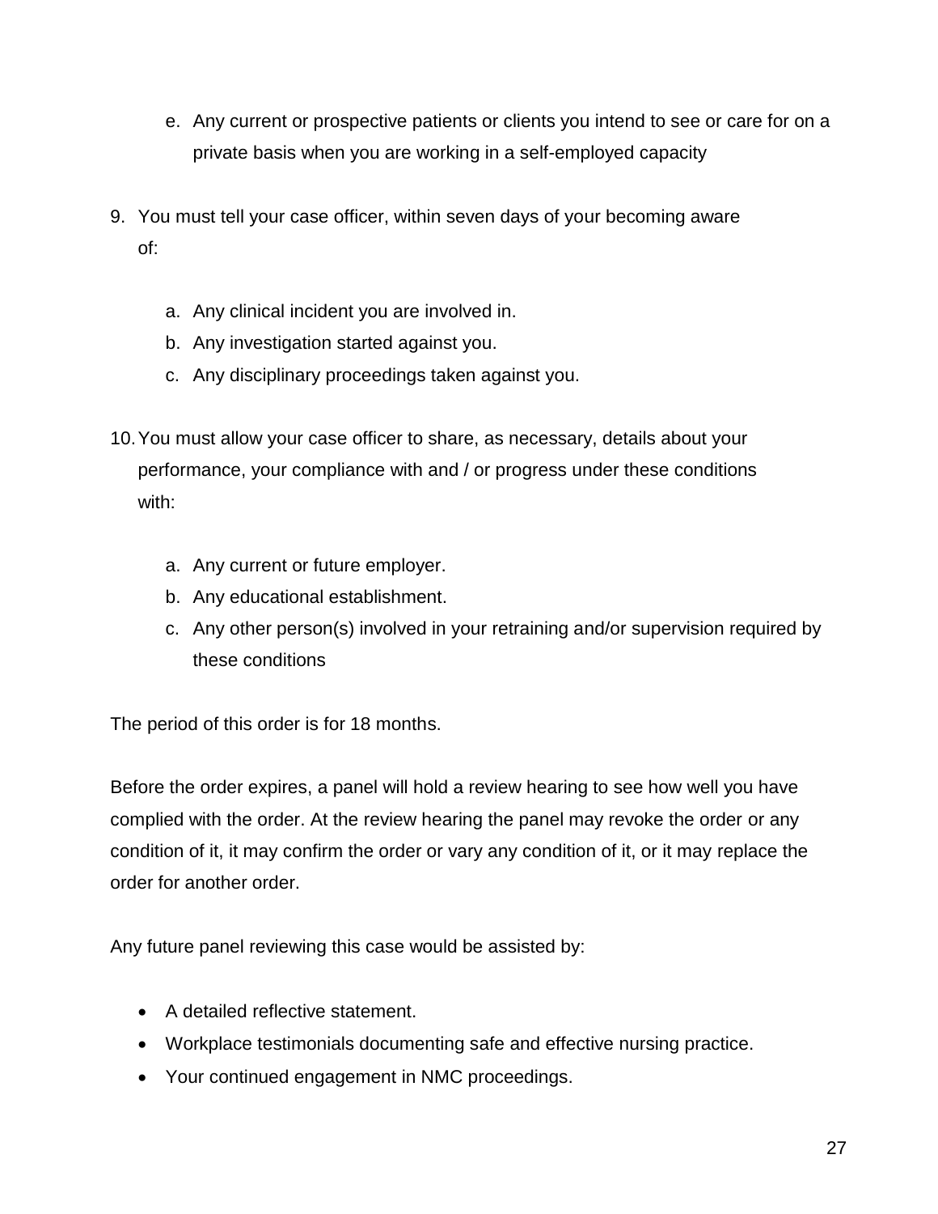e. Any current or prospective patients or clients you intend to see or care for on a private basis when you are working in a self-employed capacity

9. You must tell your case officer, within seven days of your becoming aware of:

   a. Any clinical incident you are involved in.
   b. Any investigation started against you.
   c. Any disciplinary proceedings taken against you.

10. You must allow your case officer to share, as necessary, details about your performance, your compliance with and / or progress under these conditions with:

    a. Any current or future employer.
    b. Any educational establishment.
    c. Any other person(s) involved in your retraining and/or supervision required by these conditions

The period of this order is for 18 months.

Before the order expires, a panel will hold a review hearing to see how well you have complied with the order. At the review hearing the panel may revoke the order or any condition of it, it may confirm the order or vary any condition of it, or it may replace the order for another order.

Any future panel reviewing this case would be assisted by:

- A detailed reflective statement.
- Workplace testimonials documenting safe and effective nursing practice.
- Your continued engagement in NMC proceedings.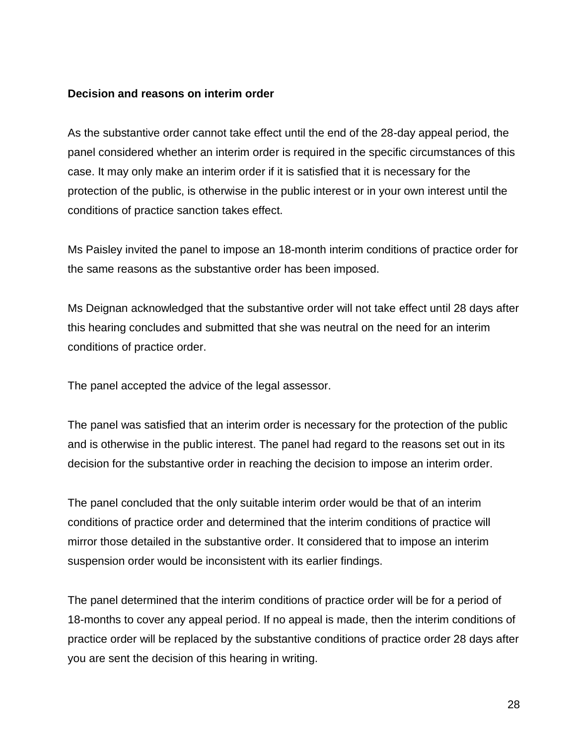**Decision and reasons on interim order**

As the substantive order cannot take effect until the end of the 28-day appeal period, the panel considered whether an interim order is required in the specific circumstances of this case. It may only make an interim order if it is satisfied that it is necessary for the protection of the public, is otherwise in the public interest or in your own interest until the conditions of practice sanction takes effect.

Ms Paisley invited the panel to impose an 18-month interim conditions of practice order for the same reasons as the substantive order has been imposed.

Ms Deignan acknowledged that the substantive order will not take effect until 28 days after this hearing concludes and submitted that she was neutral on the need for an interim conditions of practice order.

The panel accepted the advice of the legal assessor.

The panel was satisfied that an interim order is necessary for the protection of the public and is otherwise in the public interest. The panel had regard to the reasons set out in its decision for the substantive order in reaching the decision to impose an interim order.

The panel concluded that the only suitable interim order would be that of an interim conditions of practice order and determined that the interim conditions of practice will mirror those detailed in the substantive order. It considered that to impose an interim suspension order would be inconsistent with its earlier findings.

The panel determined that the interim conditions of practice order will be for a period of 18-months to cover any appeal period. If no appeal is made, then the interim conditions of practice order will be replaced by the substantive conditions of practice order 28 days after you are sent the decision of this hearing in writing.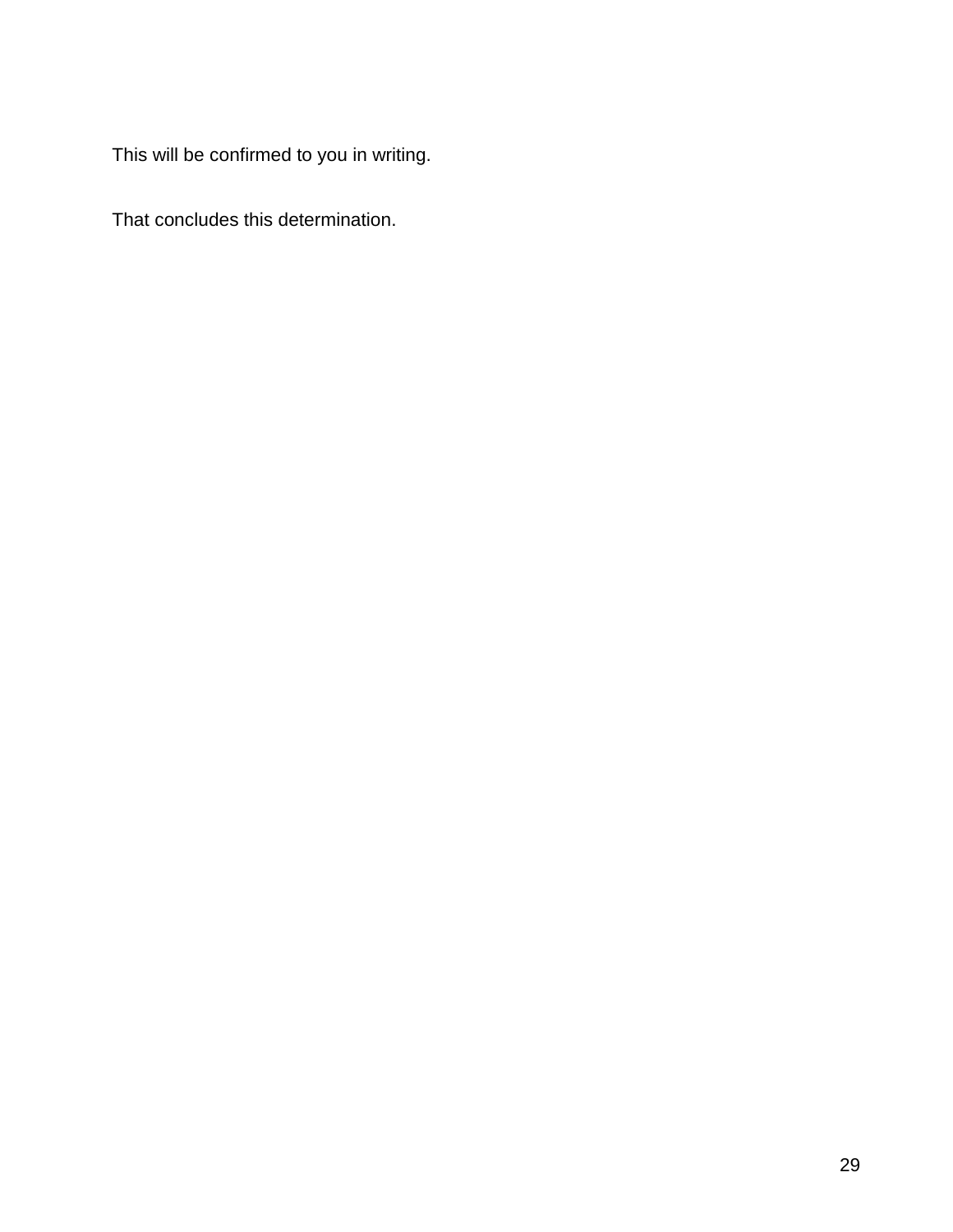This will be confirmed to you in writing.

That concludes this determination.